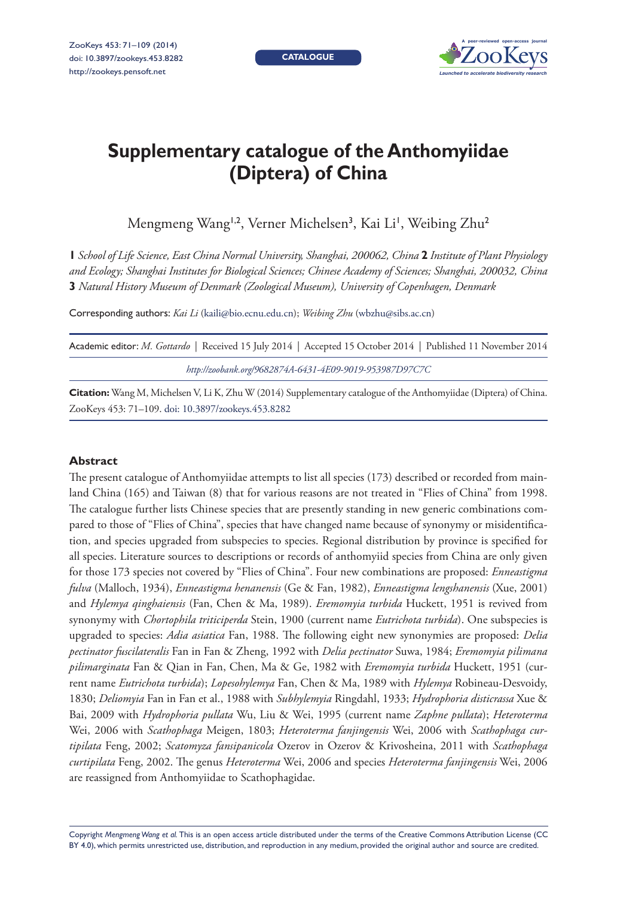CATALOGUE

# Supplementary catalogue of the Anthomyiidae (Diptera) of China

Mengmeng Wang[1,2], Verner Michelsen[3], Kai Li[1], Weibing Zhu[2]

**1** *School of Life Science, East China Normal University, Shanghai, 200062, China* **2** *Institute of Plant Physiology and Ecology; Shanghai Institutes for Biological Sciences; Chinese Academy of Sciences; Shanghai, 200032, China* **3** *Natural History Museum of Denmark (Zoological Museum), University of Copenhagen, Denmark*

Corresponding authors: *Kai Li* (kaili@bio.ecnu.edu.cn); *Weibing Zhu* (wbzhu@sibs.ac.cn)

Academic editor: *M. Gottardo* | Received 15 July 2014 | Accepted 15 October 2014 | Published 11 November 2014

*http://zoobank.org/9682874A-6431-4E09-9019-953987D97C7C*

**Citation:** Wang M, Michelsen V, Li K, Zhu W (2014) Supplementary catalogue of the Anthomyiidae (Diptera) of China. ZooKeys 453: 71–109. doi: 10.3897/zookeys.453.8282

## Abstract

The present catalogue of Anthomyiidae attempts to list all species (173) described or recorded from mainland China (165) and Taiwan (8) that for various reasons are not treated in "Flies of China" from 1998. The catalogue further lists Chinese species that are presently standing in new generic combinations compared to those of "Flies of China", species that have changed name because of synonymy or misidentification, and species upgraded from subspecies to species. Regional distribution by province is specified for all species. Literature sources to descriptions or records of anthomyiid species from China are only given for those 173 species not covered by "Flies of China". Four new combinations are proposed: *Enneastigma fulva* (Malloch, 1934), *Enneastigma henanensis* (Ge & Fan, 1982), *Enneastigma lengshanensis* (Xue, 2001) and *Hylemya qinghaiensis* (Fan, Chen & Ma, 1989). *Eremomyia turbida* Huckett, 1951 is revived from synonymy with *Chortophila triticiperda* Stein, 1900 (current name *Eutrichota turbida*). One subspecies is upgraded to species: *Adia asiatica* Fan, 1988. The following eight new synonymies are proposed: *Delia pectinator fuscilateralis* Fan in Fan & Zheng, 1992 with *Delia pectinator* Suwa, 1984; *Eremomyia pilimana pilimarginata* Fan & Qian in Fan, Chen, Ma & Ge, 1982 with *Eremomyia turbida* Huckett, 1951 (current name *Eutrichota turbida*); *Lopesohylemya* Fan, Chen & Ma, 1989 with *Hylemya* Robineau-Desvoidy, 1830; *Deliomyia* Fan in Fan et al., 1988 with *Subhylemyia* Ringdahl, 1933; *Hydrophoria disticrassa* Xue & Bai, 2009 with *Hydrophoria pullata* Wu, Liu & Wei, 1995 (current name *Zaphne pullata*); *Heteroterma* Wei, 2006 with *Scathophaga* Meigen, 1803; *Heteroterma fanjingensis* Wei, 2006 with *Scathophaga curtipilata* Feng, 2002; *Scatomyza fansipanicola* Ozerov in Ozerov & Krivosheina, 2011 with *Scathophaga curtipilata* Feng, 2002. The genus *Heteroterma* Wei, 2006 and species *Heteroterma fanjingensis* Wei, 2006 are reassigned from Anthomyiidae to Scathophagidae.

Copyright *Mengmeng Wang et al.* This is an open access article distributed under the terms of the Creative Commons Attribution License (CC BY 4.0), which permits unrestricted use, distribution, and reproduction in any medium, provided the original author and source are credited.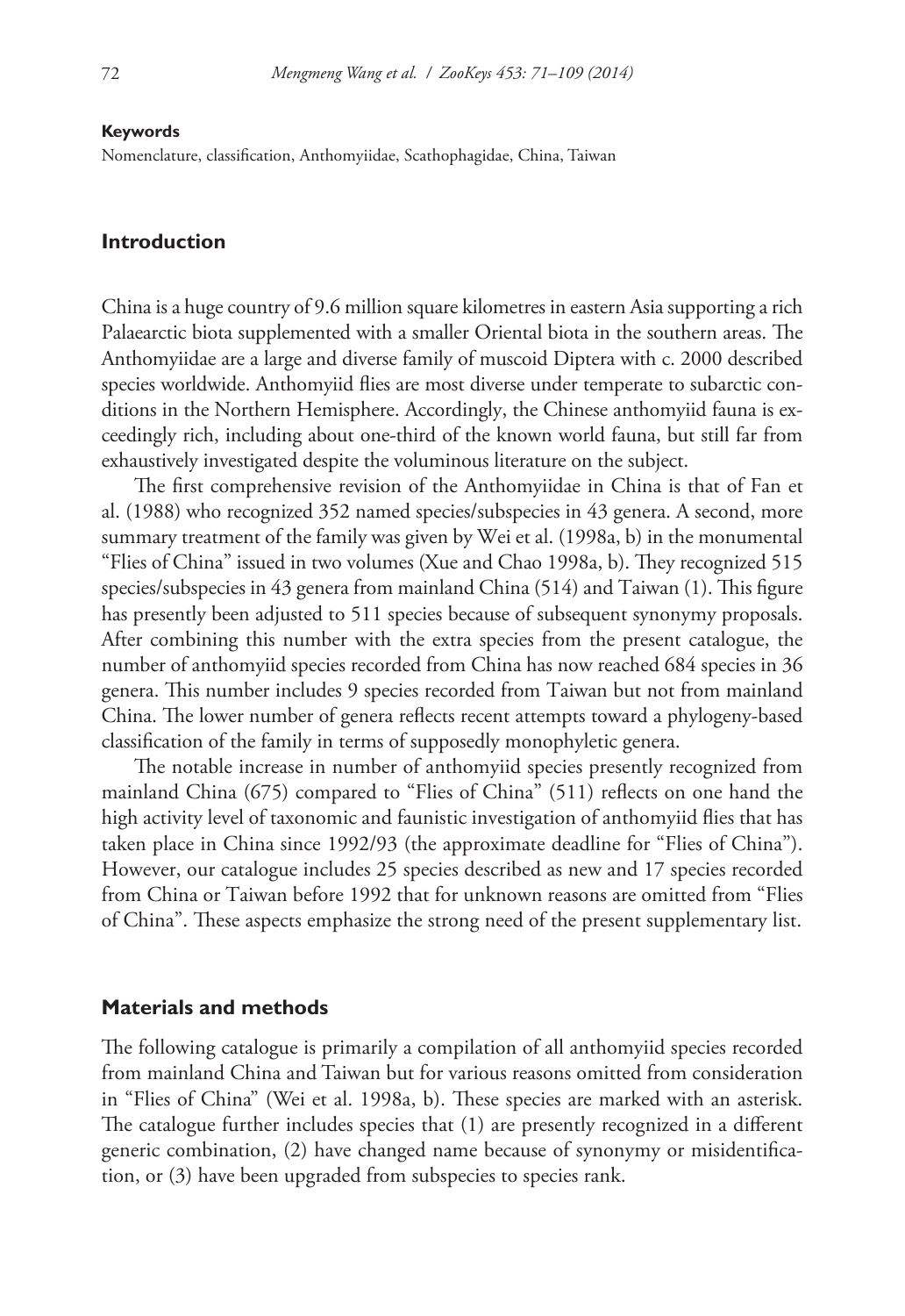**Keywords**

Nomenclature, classification, Anthomyiidae, Scathophagidae, China, Taiwan

## Introduction

China is a huge country of 9.6 million square kilometres in eastern Asia supporting a rich Palaearctic biota supplemented with a smaller Oriental biota in the southern areas. The Anthomyiidae are a large and diverse family of muscoid Diptera with c. 2000 described species worldwide. Anthomyiid flies are most diverse under temperate to subarctic conditions in the Northern Hemisphere. Accordingly, the Chinese anthomyiid fauna is exceedingly rich, including about one-third of the known world fauna, but still far from exhaustively investigated despite the voluminous literature on the subject.

The first comprehensive revision of the Anthomyiidae in China is that of Fan et al. (1988) who recognized 352 named species/subspecies in 43 genera. A second, more summary treatment of the family was given by Wei et al. (1998a, b) in the monumental "Flies of China" issued in two volumes (Xue and Chao 1998a, b). They recognized 515 species/subspecies in 43 genera from mainland China (514) and Taiwan (1). This figure has presently been adjusted to 511 species because of subsequent synonymy proposals. After combining this number with the extra species from the present catalogue, the number of anthomyiid species recorded from China has now reached 684 species in 36 genera. This number includes 9 species recorded from Taiwan but not from mainland China. The lower number of genera reflects recent attempts toward a phylogeny-based classification of the family in terms of supposedly monophyletic genera.

The notable increase in number of anthomyiid species presently recognized from mainland China (675) compared to "Flies of China" (511) reflects on one hand the high activity level of taxonomic and faunistic investigation of anthomyiid flies that has taken place in China since 1992/93 (the approximate deadline for "Flies of China"). However, our catalogue includes 25 species described as new and 17 species recorded from China or Taiwan before 1992 that for unknown reasons are omitted from "Flies of China". These aspects emphasize the strong need of the present supplementary list.

## Materials and methods

The following catalogue is primarily a compilation of all anthomyiid species recorded from mainland China and Taiwan but for various reasons omitted from consideration in "Flies of China" (Wei et al. 1998a, b). These species are marked with an asterisk. The catalogue further includes species that (1) are presently recognized in a different generic combination, (2) have changed name because of synonymy or misidentification, or (3) have been upgraded from subspecies to species rank.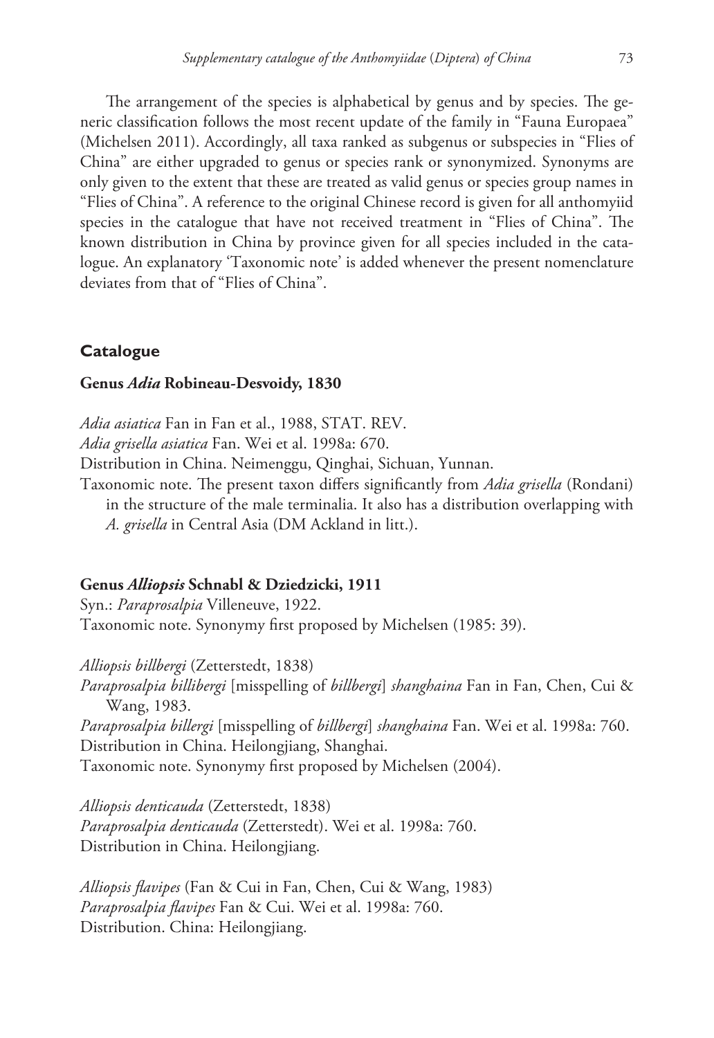The arrangement of the species is alphabetical by genus and by species. The generic classification follows the most recent update of the family in "Fauna Europaea" (Michelsen 2011). Accordingly, all taxa ranked as subgenus or subspecies in "Flies of China" are either upgraded to genus or species rank or synonymized. Synonyms are only given to the extent that these are treated as valid genus or species group names in "Flies of China". A reference to the original Chinese record is given for all anthomyiid species in the catalogue that have not received treatment in "Flies of China". The known distribution in China by province given for all species included in the catalogue. An explanatory 'Taxonomic note' is added whenever the present nomenclature deviates from that of "Flies of China".

## Catalogue

### Genus *Adia* Robineau-Desvoidy, 1830

*Adia asiatica* Fan in Fan et al., 1988, STAT. REV.

*Adia grisella asiatica* Fan. Wei et al. 1998a: 670.

Distribution in China. Neimenggu, Qinghai, Sichuan, Yunnan.

Taxonomic note. The present taxon differs significantly from *Adia grisella* (Rondani) in the structure of the male terminalia. It also has a distribution overlapping with *A. grisella* in Central Asia (DM Ackland in litt.).

### Genus *Alliopsis* Schnabl & Dziedzicki, 1911

Syn.: *Paraprosalpia* Villeneuve, 1922.

Taxonomic note. Synonymy first proposed by Michelsen (1985: 39).

*Alliopsis billbergi* (Zetterstedt, 1838)

*Paraprosalpia billibergi* [misspelling of *billbergi*] *shanghaina* Fan in Fan, Chen, Cui & Wang, 1983.

*Paraprosalpia billergi* [misspelling of *billbergi*] *shanghaina* Fan. Wei et al. 1998a: 760.

Distribution in China. Heilongjiang, Shanghai.

Taxonomic note. Synonymy first proposed by Michelsen (2004).

*Alliopsis denticauda* (Zetterstedt, 1838)

*Paraprosalpia denticauda* (Zetterstedt). Wei et al. 1998a: 760.

Distribution in China. Heilongjiang.

*Alliopsis flavipes* (Fan & Cui in Fan, Chen, Cui & Wang, 1983)

*Paraprosalpia flavipes* Fan & Cui. Wei et al. 1998a: 760.

Distribution. China: Heilongjiang.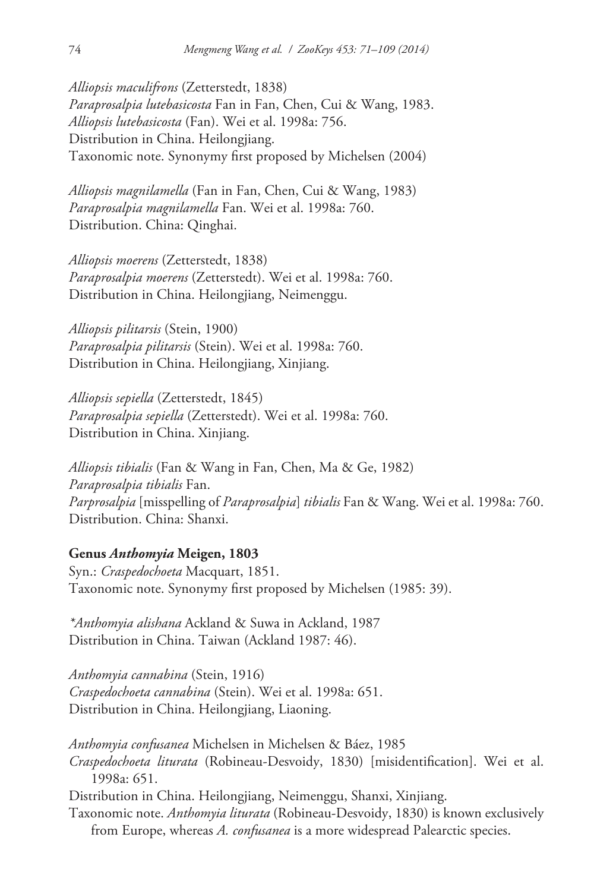*Alliopsis maculifrons* (Zetterstedt, 1838)
*Paraprosalpia lutebasicosta* Fan in Fan, Chen, Cui & Wang, 1983.
*Alliopsis lutebasicosta* (Fan). Wei et al. 1998a: 756.
Distribution in China. Heilongjiang.
Taxonomic note. Synonymy first proposed by Michelsen (2004)

*Alliopsis magnilamella* (Fan in Fan, Chen, Cui & Wang, 1983)
*Paraprosalpia magnilamella* Fan. Wei et al. 1998a: 760.
Distribution. China: Qinghai.

*Alliopsis moerens* (Zetterstedt, 1838)
*Paraprosalpia moerens* (Zetterstedt). Wei et al. 1998a: 760.
Distribution in China. Heilongjiang, Neimenggu.

*Alliopsis pilitarsis* (Stein, 1900)
*Paraprosalpia pilitarsis* (Stein). Wei et al. 1998a: 760.
Distribution in China. Heilongjiang, Xinjiang.

*Alliopsis sepiella* (Zetterstedt, 1845)
*Paraprosalpia sepiella* (Zetterstedt). Wei et al. 1998a: 760.
Distribution in China. Xinjiang.

*Alliopsis tibialis* (Fan & Wang in Fan, Chen, Ma & Ge, 1982)
*Paraprosalpia tibialis* Fan.
*Parprosalpia* [misspelling of *Paraprosalpia*] *tibialis* Fan & Wang. Wei et al. 1998a: 760.
Distribution. China: Shanxi.

**Genus *Anthomyia* Meigen, 1803**
Syn.: *Craspedochoeta* Macquart, 1851.
Taxonomic note. Synonymy first proposed by Michelsen (1985: 39).

**Anthomyia alishana* Ackland & Suwa in Ackland, 1987
Distribution in China. Taiwan (Ackland 1987: 46).

*Anthomyia cannabina* (Stein, 1916)
*Craspedochoeta cannabina* (Stein). Wei et al. 1998a: 651.
Distribution in China. Heilongjiang, Liaoning.

*Anthomyia confusanea* Michelsen in Michelsen & Báez, 1985
*Craspedochoeta liturata* (Robineau-Desvoidy, 1830) [misidentification]. Wei et al. 1998a: 651.
Distribution in China. Heilongjiang, Neimenggu, Shanxi, Xinjiang.
Taxonomic note. *Anthomyia liturata* (Robineau-Desvoidy, 1830) is known exclusively from Europe, whereas *A. confusanea* is a more widespread Palearctic species.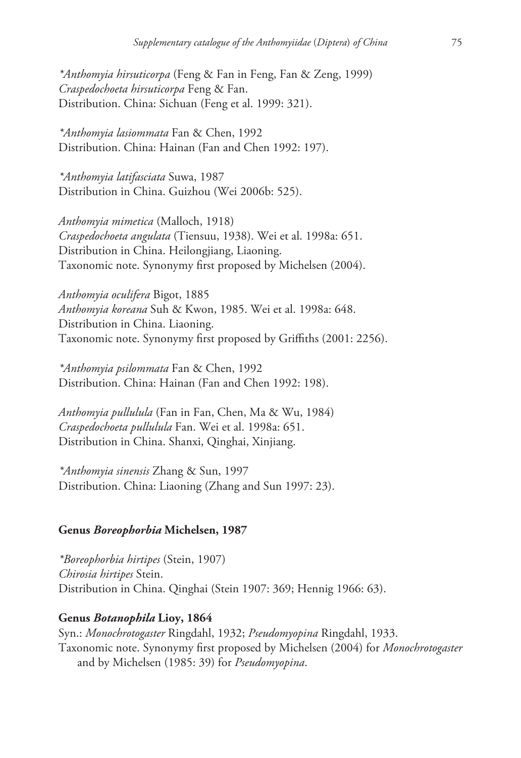*\*Anthomyia hirsuticorpa* (Feng & Fan in Feng, Fan & Zeng, 1999)
*Craspedochoeta hirsuticorpa* Feng & Fan.
Distribution. China: Sichuan (Feng et al. 1999: 321).

*\*Anthomyia lasiommata* Fan & Chen, 1992
Distribution. China: Hainan (Fan and Chen 1992: 197).

*\*Anthomyia latifasciata* Suwa, 1987
Distribution in China. Guizhou (Wei 2006b: 525).

*Anthomyia mimetica* (Malloch, 1918)
*Craspedochoeta angulata* (Tiensuu, 1938). Wei et al. 1998a: 651.
Distribution in China. Heilongjiang, Liaoning.
Taxonomic note. Synonymy first proposed by Michelsen (2004).

*Anthomyia oculifera* Bigot, 1885
*Anthomyia koreana* Suh & Kwon, 1985. Wei et al. 1998a: 648.
Distribution in China. Liaoning.
Taxonomic note. Synonymy first proposed by Griffiths (2001: 2256).

*\*Anthomyia psilommata* Fan & Chen, 1992
Distribution. China: Hainan (Fan and Chen 1992: 198).

*Anthomyia pullulula* (Fan in Fan, Chen, Ma & Wu, 1984)
*Craspedochoeta pullulula* Fan. Wei et al. 1998a: 651.
Distribution in China. Shanxi, Qinghai, Xinjiang.

*\*Anthomyia sinensis* Zhang & Sun, 1997
Distribution. China: Liaoning (Zhang and Sun 1997: 23).

### Genus *Boreophorbia* Michelsen, 1987

*\*Boreophorbia hirtipes* (Stein, 1907)
*Chirosia hirtipes* Stein.
Distribution in China. Qinghai (Stein 1907: 369; Hennig 1966: 63).

### Genus *Botanophila* Lioy, 1864

Syn.: *Monochrotogaster* Ringdahl, 1932; *Pseudomyopina* Ringdahl, 1933.
Taxonomic note. Synonymy first proposed by Michelsen (2004) for *Monochrotogaster* and by Michelsen (1985: 39) for *Pseudomyopina*.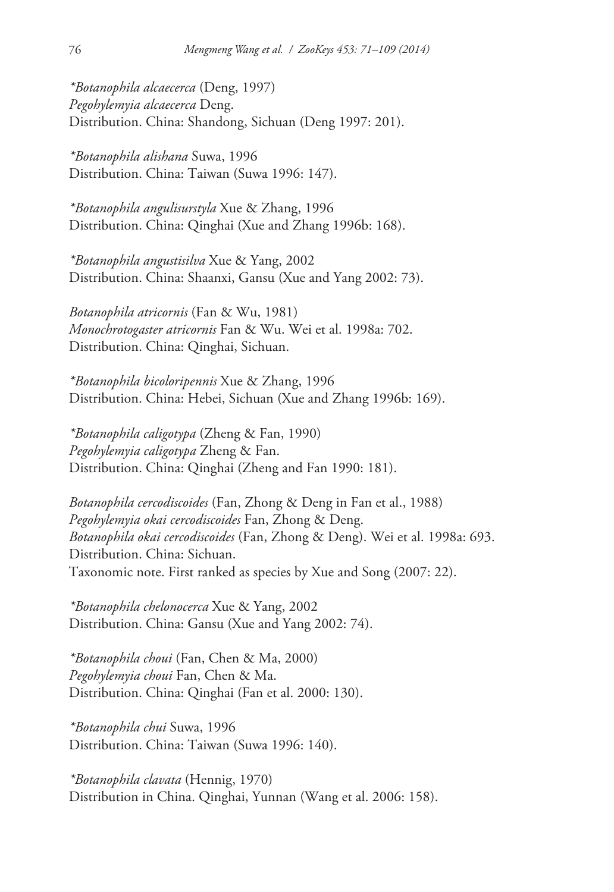*\*Botanophila alcaecerca* (Deng, 1997)
*Pegohylemyia alcaecerca* Deng.
Distribution. China: Shandong, Sichuan (Deng 1997: 201).

*\*Botanophila alishana* Suwa, 1996
Distribution. China: Taiwan (Suwa 1996: 147).

*\*Botanophila angulisurstyla* Xue & Zhang, 1996
Distribution. China: Qinghai (Xue and Zhang 1996b: 168).

*\*Botanophila angustisilva* Xue & Yang, 2002
Distribution. China: Shaanxi, Gansu (Xue and Yang 2002: 73).

*Botanophila atricornis* (Fan & Wu, 1981)
*Monochrotogaster atricornis* Fan & Wu. Wei et al. 1998a: 702.
Distribution. China: Qinghai, Sichuan.

*\*Botanophila bicoloripennis* Xue & Zhang, 1996
Distribution. China: Hebei, Sichuan (Xue and Zhang 1996b: 169).

*\*Botanophila caligotypa* (Zheng & Fan, 1990)
*Pegohylemyia caligotypa* Zheng & Fan.
Distribution. China: Qinghai (Zheng and Fan 1990: 181).

*Botanophila cercodiscoides* (Fan, Zhong & Deng in Fan et al., 1988)
*Pegohylemyia okai cercodiscoides* Fan, Zhong & Deng.
*Botanophila okai cercodiscoides* (Fan, Zhong & Deng). Wei et al. 1998a: 693.
Distribution. China: Sichuan.
Taxonomic note. First ranked as species by Xue and Song (2007: 22).

*\*Botanophila chelonocerca* Xue & Yang, 2002
Distribution. China: Gansu (Xue and Yang 2002: 74).

*\*Botanophila choui* (Fan, Chen & Ma, 2000)
*Pegohylemyia choui* Fan, Chen & Ma.
Distribution. China: Qinghai (Fan et al. 2000: 130).

*\*Botanophila chui* Suwa, 1996
Distribution. China: Taiwan (Suwa 1996: 140).

*\*Botanophila clavata* (Hennig, 1970)
Distribution in China. Qinghai, Yunnan (Wang et al. 2006: 158).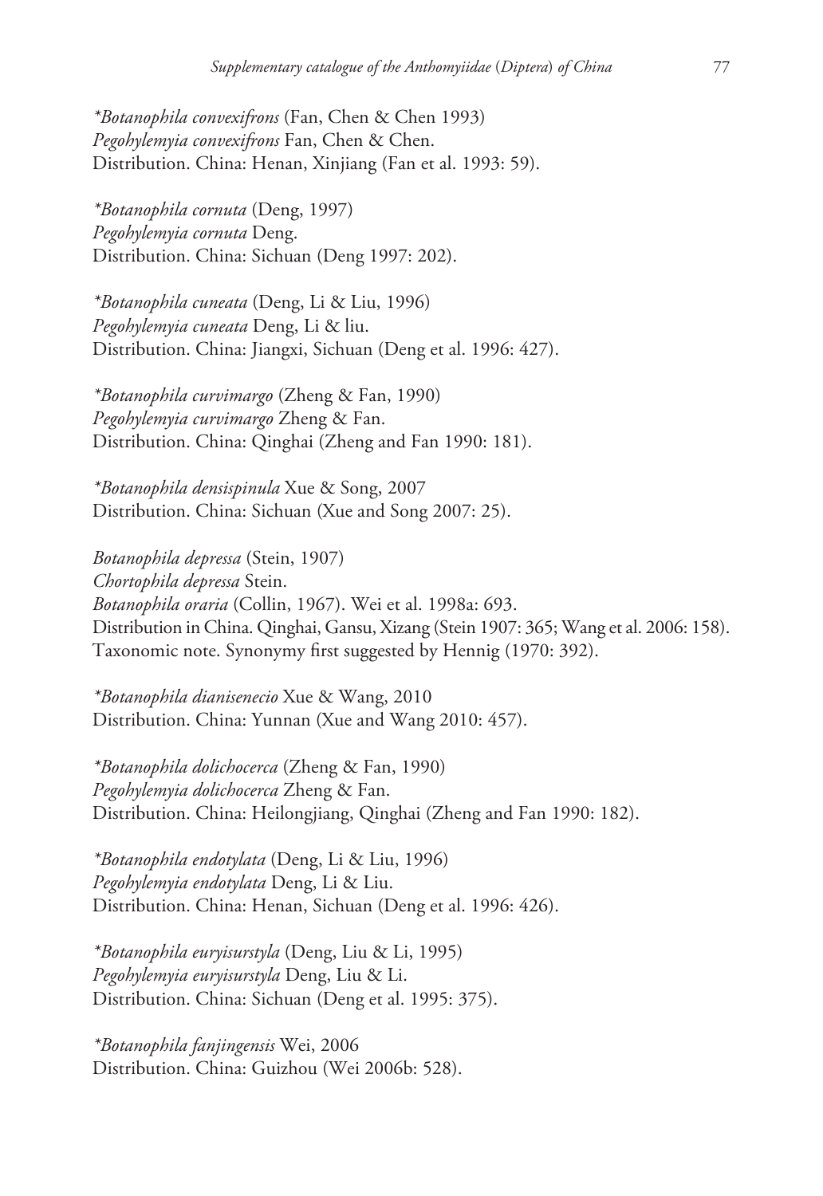*\*Botanophila convexifrons* (Fan, Chen & Chen 1993)
*Pegohylemyia convexifrons* Fan, Chen & Chen.
Distribution. China: Henan, Xinjiang (Fan et al. 1993: 59).

*\*Botanophila cornuta* (Deng, 1997)
*Pegohylemyia cornuta* Deng.
Distribution. China: Sichuan (Deng 1997: 202).

*\*Botanophila cuneata* (Deng, Li & Liu, 1996)
*Pegohylemyia cuneata* Deng, Li & liu.
Distribution. China: Jiangxi, Sichuan (Deng et al. 1996: 427).

*\*Botanophila curvimargo* (Zheng & Fan, 1990)
*Pegohylemyia curvimargo* Zheng & Fan.
Distribution. China: Qinghai (Zheng and Fan 1990: 181).

*\*Botanophila densispinula* Xue & Song, 2007
Distribution. China: Sichuan (Xue and Song 2007: 25).

*Botanophila depressa* (Stein, 1907)
*Chortophila depressa* Stein.
*Botanophila oraria* (Collin, 1967). Wei et al. 1998a: 693.
Distribution in China. Qinghai, Gansu, Xizang (Stein 1907: 365; Wang et al. 2006: 158).
Taxonomic note. Synonymy first suggested by Hennig (1970: 392).

*\*Botanophila dianisenecio* Xue & Wang, 2010
Distribution. China: Yunnan (Xue and Wang 2010: 457).

*\*Botanophila dolichocerca* (Zheng & Fan, 1990)
*Pegohylemyia dolichocerca* Zheng & Fan.
Distribution. China: Heilongjiang, Qinghai (Zheng and Fan 1990: 182).

*\*Botanophila endotylata* (Deng, Li & Liu, 1996)
*Pegohylemyia endotylata* Deng, Li & Liu.
Distribution. China: Henan, Sichuan (Deng et al. 1996: 426).

*\*Botanophila euryisurstyla* (Deng, Liu & Li, 1995)
*Pegohylemyia euryisurstyla* Deng, Liu & Li.
Distribution. China: Sichuan (Deng et al. 1995: 375).

*\*Botanophila fanjingensis* Wei, 2006
Distribution. China: Guizhou (Wei 2006b: 528).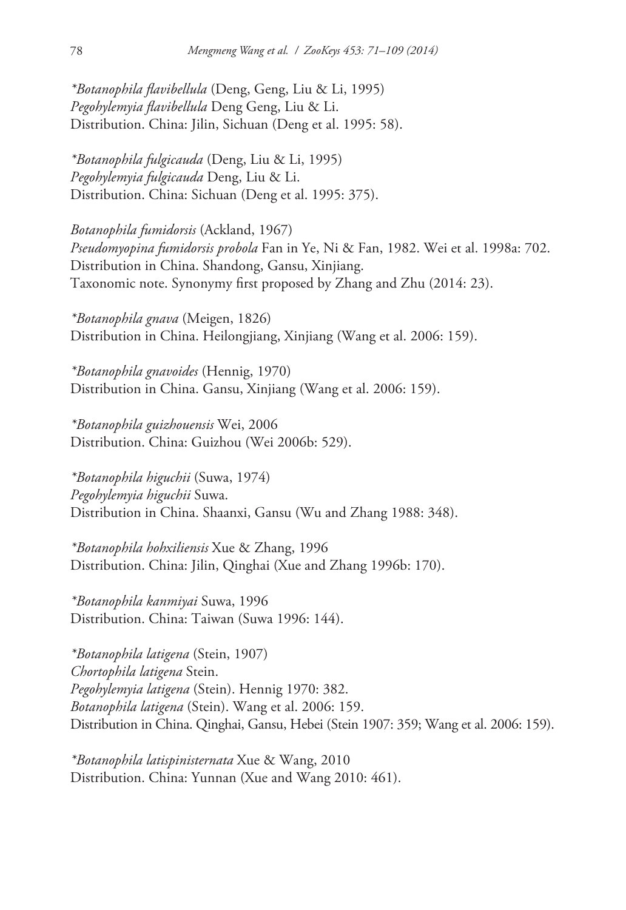*\*Botanophila flavibellula* (Deng, Geng, Liu & Li, 1995)
*Pegohylemyia flavibellula* Deng Geng, Liu & Li.
Distribution. China: Jilin, Sichuan (Deng et al. 1995: 58).

*\*Botanophila fulgicauda* (Deng, Liu & Li, 1995)
*Pegohylemyia fulgicauda* Deng, Liu & Li.
Distribution. China: Sichuan (Deng et al. 1995: 375).

*Botanophila fumidorsis* (Ackland, 1967)
*Pseudomyopina fumidorsis probola* Fan in Ye, Ni & Fan, 1982. Wei et al. 1998a: 702.
Distribution in China. Shandong, Gansu, Xinjiang.
Taxonomic note. Synonymy first proposed by Zhang and Zhu (2014: 23).

*\*Botanophila gnava* (Meigen, 1826)
Distribution in China. Heilongjiang, Xinjiang (Wang et al. 2006: 159).

*\*Botanophila gnavoides* (Hennig, 1970)
Distribution in China. Gansu, Xinjiang (Wang et al. 2006: 159).

*\*Botanophila guizhouensis* Wei, 2006
Distribution. China: Guizhou (Wei 2006b: 529).

*\*Botanophila higuchii* (Suwa, 1974)
*Pegohylemyia higuchii* Suwa.
Distribution in China. Shaanxi, Gansu (Wu and Zhang 1988: 348).

*\*Botanophila hohxiliensis* Xue & Zhang, 1996
Distribution. China: Jilin, Qinghai (Xue and Zhang 1996b: 170).

*\*Botanophila kanmiyai* Suwa, 1996
Distribution. China: Taiwan (Suwa 1996: 144).

*\*Botanophila latigena* (Stein, 1907)
*Chortophila latigena* Stein.
*Pegohylemyia latigena* (Stein). Hennig 1970: 382.
*Botanophila latigena* (Stein). Wang et al. 2006: 159.
Distribution in China. Qinghai, Gansu, Hebei (Stein 1907: 359; Wang et al. 2006: 159).

*\*Botanophila latispinisternata* Xue & Wang, 2010
Distribution. China: Yunnan (Xue and Wang 2010: 461).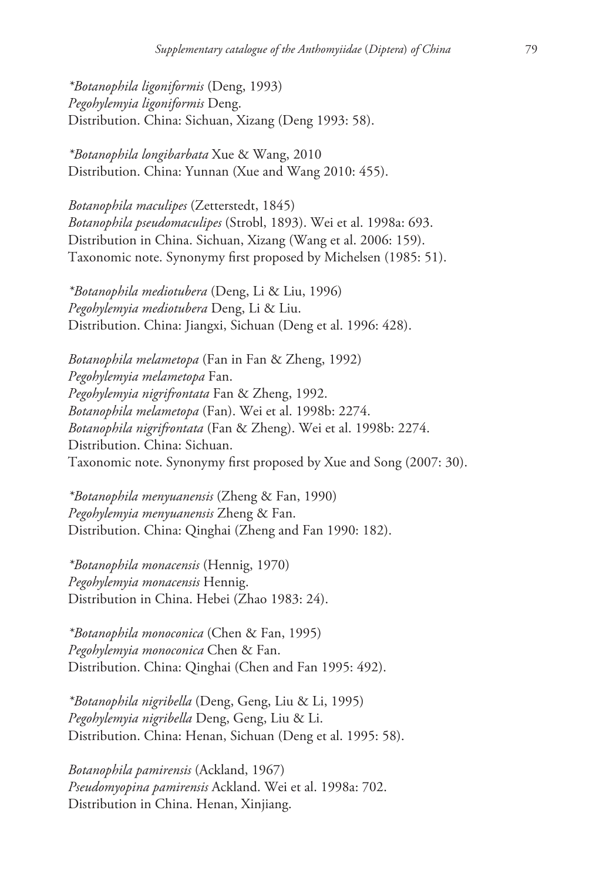*\*Botanophila ligoniformis* (Deng, 1993)
*Pegohylemyia ligoniformis* Deng.
Distribution. China: Sichuan, Xizang (Deng 1993: 58).

*\*Botanophila longibarbata* Xue & Wang, 2010
Distribution. China: Yunnan (Xue and Wang 2010: 455).

*Botanophila maculipes* (Zetterstedt, 1845)
*Botanophila pseudomaculipes* (Strobl, 1893). Wei et al. 1998a: 693.
Distribution in China. Sichuan, Xizang (Wang et al. 2006: 159).
Taxonomic note. Synonymy first proposed by Michelsen (1985: 51).

*\*Botanophila mediotubera* (Deng, Li & Liu, 1996)
*Pegohylemyia mediotubera* Deng, Li & Liu.
Distribution. China: Jiangxi, Sichuan (Deng et al. 1996: 428).

*Botanophila melametopa* (Fan in Fan & Zheng, 1992)
*Pegohylemyia melametopa* Fan.
*Pegohylemyia nigrifrontata* Fan & Zheng, 1992.
*Botanophila melametopa* (Fan). Wei et al. 1998b: 2274.
*Botanophila nigrifrontata* (Fan & Zheng). Wei et al. 1998b: 2274.
Distribution. China: Sichuan.
Taxonomic note. Synonymy first proposed by Xue and Song (2007: 30).

*\*Botanophila menyuanensis* (Zheng & Fan, 1990)
*Pegohylemyia menyuanensis* Zheng & Fan.
Distribution. China: Qinghai (Zheng and Fan 1990: 182).

*\*Botanophila monacensis* (Hennig, 1970)
*Pegohylemyia monacensis* Hennig.
Distribution in China. Hebei (Zhao 1983: 24).

*\*Botanophila monoconica* (Chen & Fan, 1995)
*Pegohylemyia monoconica* Chen & Fan.
Distribution. China: Qinghai (Chen and Fan 1995: 492).

*\*Botanophila nigribella* (Deng, Geng, Liu & Li, 1995)
*Pegohylemyia nigribella* Deng, Geng, Liu & Li.
Distribution. China: Henan, Sichuan (Deng et al. 1995: 58).

*Botanophila pamirensis* (Ackland, 1967)
*Pseudomyopina pamirensis* Ackland. Wei et al. 1998a: 702.
Distribution in China. Henan, Xinjiang.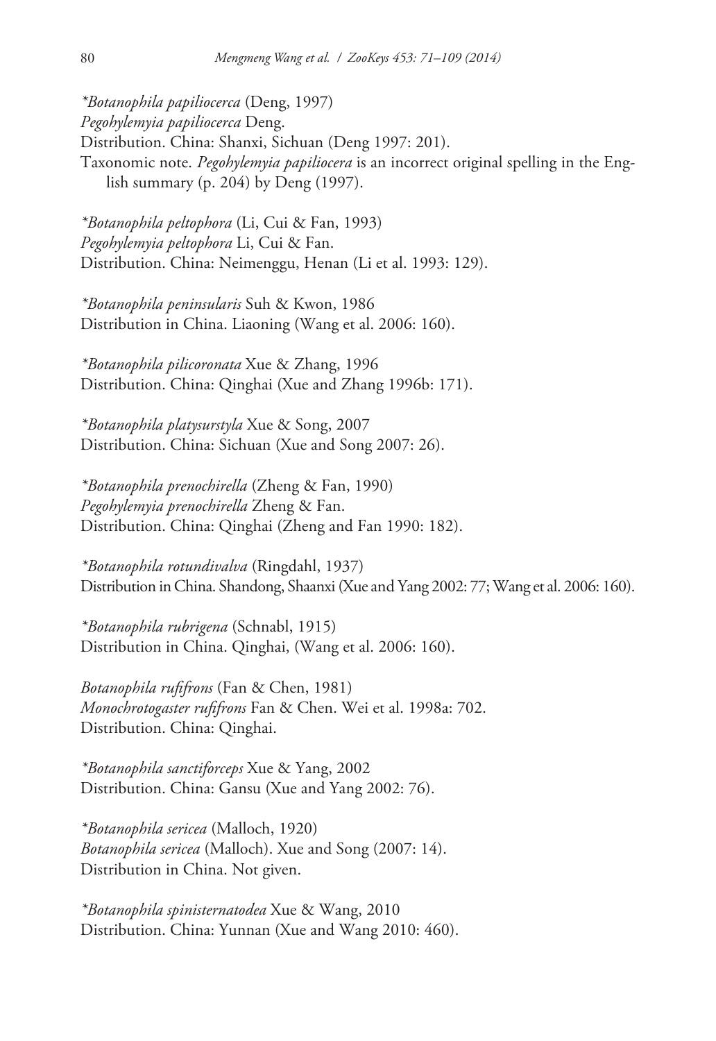*\*Botanophila papiliocerca* (Deng, 1997)
*Pegohylemyia papiliocerca* Deng.
Distribution. China: Shanxi, Sichuan (Deng 1997: 201).
Taxonomic note. *Pegohylemyia papiliocera* is an incorrect original spelling in the English summary (p. 204) by Deng (1997).

*\*Botanophila peltophora* (Li, Cui & Fan, 1993)
*Pegohylemyia peltophora* Li, Cui & Fan.
Distribution. China: Neimenggu, Henan (Li et al. 1993: 129).

*\*Botanophila peninsularis* Suh & Kwon, 1986
Distribution in China. Liaoning (Wang et al. 2006: 160).

*\*Botanophila pilicoronata* Xue & Zhang, 1996
Distribution. China: Qinghai (Xue and Zhang 1996b: 171).

*\*Botanophila platysurstyla* Xue & Song, 2007
Distribution. China: Sichuan (Xue and Song 2007: 26).

*\*Botanophila prenochirella* (Zheng & Fan, 1990)
*Pegohylemyia prenochirella* Zheng & Fan.
Distribution. China: Qinghai (Zheng and Fan 1990: 182).

*\*Botanophila rotundivalva* (Ringdahl, 1937)
Distribution in China. Shandong, Shaanxi (Xue and Yang 2002: 77; Wang et al. 2006: 160).

*\*Botanophila rubrigena* (Schnabl, 1915)
Distribution in China. Qinghai, (Wang et al. 2006: 160).

*Botanophila rufifrons* (Fan & Chen, 1981)
*Monochrotogaster rufifrons* Fan & Chen. Wei et al. 1998a: 702.
Distribution. China: Qinghai.

*\*Botanophila sanctiforceps* Xue & Yang, 2002
Distribution. China: Gansu (Xue and Yang 2002: 76).

*\*Botanophila sericea* (Malloch, 1920)
*Botanophila sericea* (Malloch). Xue and Song (2007: 14).
Distribution in China. Not given.

*\*Botanophila spinisternatodea* Xue & Wang, 2010
Distribution. China: Yunnan (Xue and Wang 2010: 460).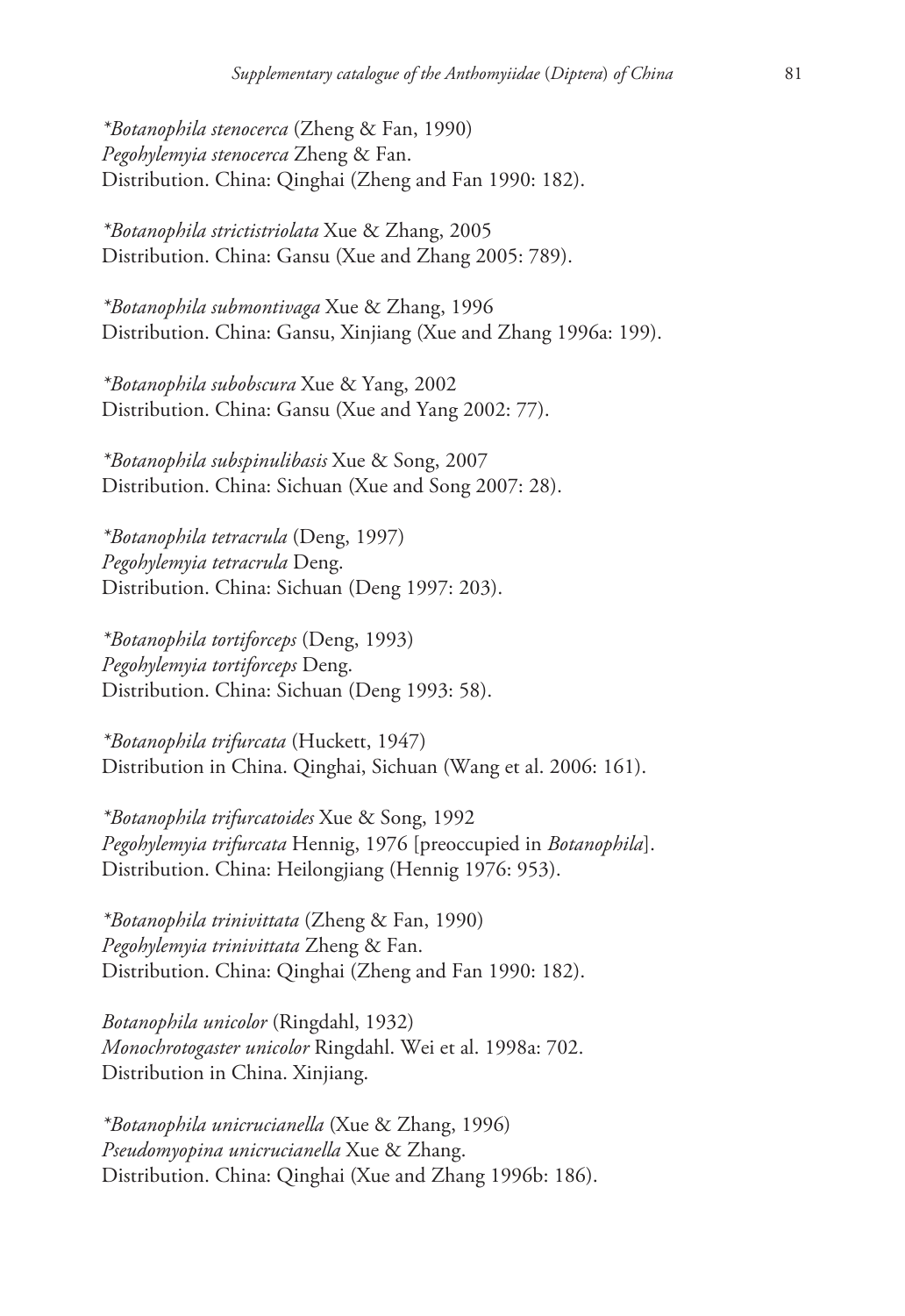*\*Botanophila stenocerca* (Zheng & Fan, 1990)
*Pegohylemyia stenocerca* Zheng & Fan.
Distribution. China: Qinghai (Zheng and Fan 1990: 182).

*\*Botanophila strictistriolata* Xue & Zhang, 2005
Distribution. China: Gansu (Xue and Zhang 2005: 789).

*\*Botanophila submontivaga* Xue & Zhang, 1996
Distribution. China: Gansu, Xinjiang (Xue and Zhang 1996a: 199).

*\*Botanophila subobscura* Xue & Yang, 2002
Distribution. China: Gansu (Xue and Yang 2002: 77).

*\*Botanophila subspinulibasis* Xue & Song, 2007
Distribution. China: Sichuan (Xue and Song 2007: 28).

*\*Botanophila tetracrula* (Deng, 1997)
*Pegohylemyia tetracrula* Deng.
Distribution. China: Sichuan (Deng 1997: 203).

*\*Botanophila tortiforceps* (Deng, 1993)
*Pegohylemyia tortiforceps* Deng.
Distribution. China: Sichuan (Deng 1993: 58).

*\*Botanophila trifurcata* (Huckett, 1947)
Distribution in China. Qinghai, Sichuan (Wang et al. 2006: 161).

*\*Botanophila trifurcatoides* Xue & Song, 1992
*Pegohylemyia trifurcata* Hennig, 1976 [preoccupied in *Botanophila*].
Distribution. China: Heilongjiang (Hennig 1976: 953).

*\*Botanophila trinivittata* (Zheng & Fan, 1990)
*Pegohylemyia trinivittata* Zheng & Fan.
Distribution. China: Qinghai (Zheng and Fan 1990: 182).

*Botanophila unicolor* (Ringdahl, 1932)
*Monochrotogaster unicolor* Ringdahl. Wei et al. 1998a: 702.
Distribution in China. Xinjiang.

*\*Botanophila unicrucianella* (Xue & Zhang, 1996)
*Pseudomyopina unicrucianella* Xue & Zhang.
Distribution. China: Qinghai (Xue and Zhang 1996b: 186).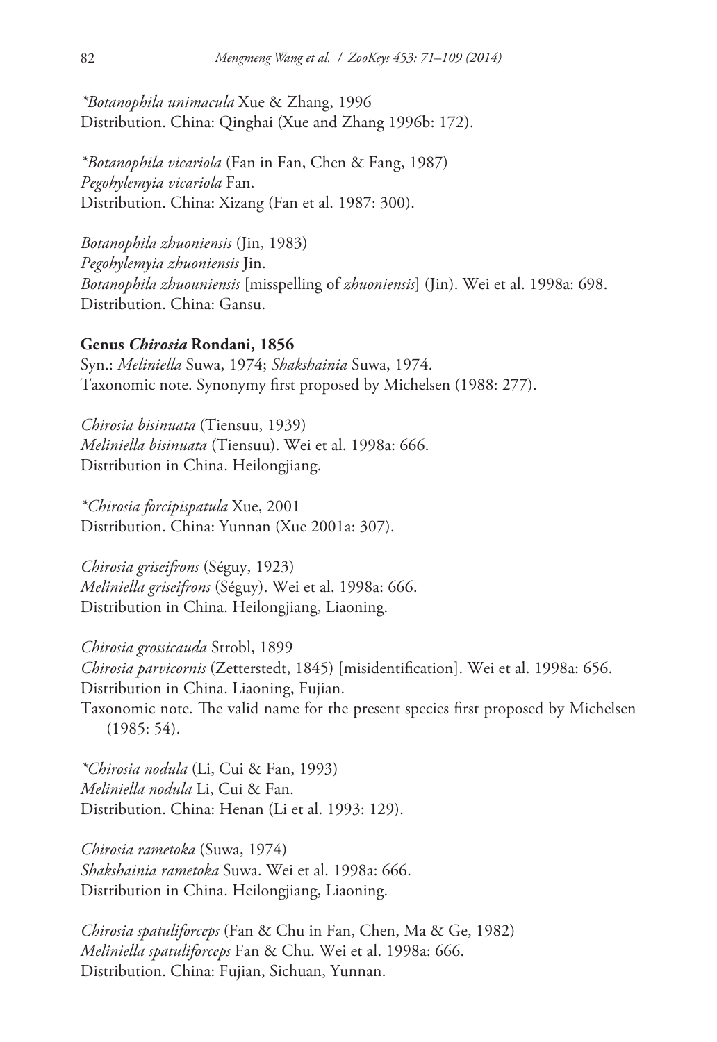*\*Botanophila unimacula* Xue & Zhang, 1996
Distribution. China: Qinghai (Xue and Zhang 1996b: 172).

*\*Botanophila vicariola* (Fan in Fan, Chen & Fang, 1987)
*Pegohylemyia vicariola* Fan.
Distribution. China: Xizang (Fan et al. 1987: 300).

*Botanophila zhuoniensis* (Jin, 1983)
*Pegohylemyia zhuoniensis* Jin.
*Botanophila zhuouniensis* [misspelling of *zhuoniensis*] (Jin). Wei et al. 1998a: 698.
Distribution. China: Gansu.

**Genus *Chirosia* Rondani, 1856**
Syn.: *Meliniella* Suwa, 1974; *Shakshainia* Suwa, 1974.
Taxonomic note. Synonymy first proposed by Michelsen (1988: 277).

*Chirosia bisinuata* (Tiensuu, 1939)
*Meliniella bisinuata* (Tiensuu). Wei et al. 1998a: 666.
Distribution in China. Heilongjiang.

*\*Chirosia forcipispatula* Xue, 2001
Distribution. China: Yunnan (Xue 2001a: 307).

*Chirosia griseifrons* (Séguy, 1923)
*Meliniella griseifrons* (Séguy). Wei et al. 1998a: 666.
Distribution in China. Heilongjiang, Liaoning.

*Chirosia grossicauda* Strobl, 1899
*Chirosia parvicornis* (Zetterstedt, 1845) [misidentification]. Wei et al. 1998a: 656.
Distribution in China. Liaoning, Fujian.
Taxonomic note. The valid name for the present species first proposed by Michelsen (1985: 54).

*\*Chirosia nodula* (Li, Cui & Fan, 1993)
*Meliniella nodula* Li, Cui & Fan.
Distribution. China: Henan (Li et al. 1993: 129).

*Chirosia rametoka* (Suwa, 1974)
*Shakshainia rametoka* Suwa. Wei et al. 1998a: 666.
Distribution in China. Heilongjiang, Liaoning.

*Chirosia spatuliforceps* (Fan & Chu in Fan, Chen, Ma & Ge, 1982)
*Meliniella spatuliforceps* Fan & Chu. Wei et al. 1998a: 666.
Distribution. China: Fujian, Sichuan, Yunnan.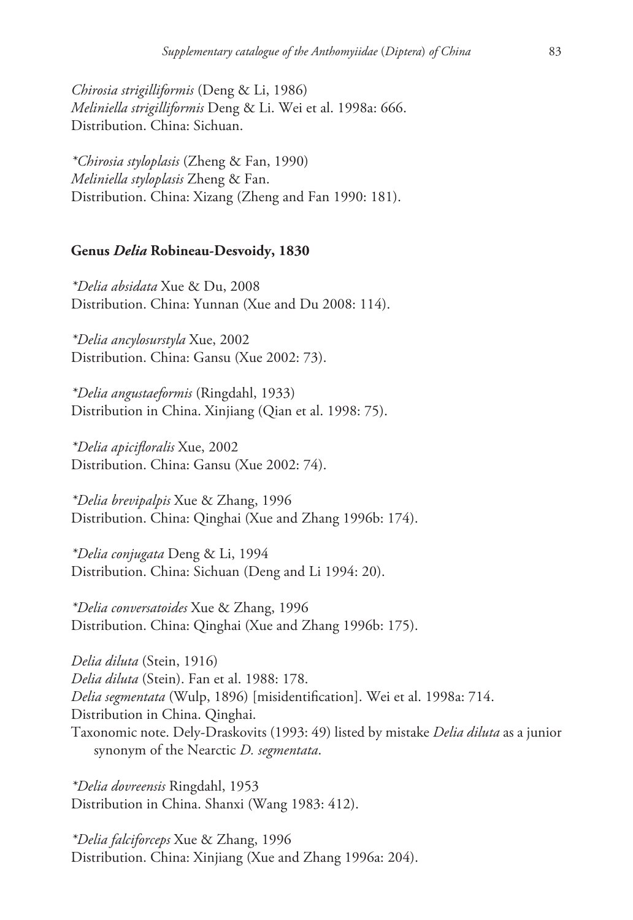*Chirosia strigilliformis* (Deng & Li, 1986)
*Meliniella strigilliformis* Deng & Li. Wei et al. 1998a: 666.
Distribution. China: Sichuan.

*\*Chirosia styloplasis* (Zheng & Fan, 1990)
*Meliniella styloplasis* Zheng & Fan.
Distribution. China: Xizang (Zheng and Fan 1990: 181).

### Genus *Delia* Robineau-Desvoidy, 1830

*\*Delia absidata* Xue & Du, 2008
Distribution. China: Yunnan (Xue and Du 2008: 114).

*\*Delia ancylosurstyla* Xue, 2002
Distribution. China: Gansu (Xue 2002: 73).

*\*Delia angustaeformis* (Ringdahl, 1933)
Distribution in China. Xinjiang (Qian et al. 1998: 75).

*\*Delia apicifloralis* Xue, 2002
Distribution. China: Gansu (Xue 2002: 74).

*\*Delia brevipalpis* Xue & Zhang, 1996
Distribution. China: Qinghai (Xue and Zhang 1996b: 174).

*\*Delia conjugata* Deng & Li, 1994
Distribution. China: Sichuan (Deng and Li 1994: 20).

*\*Delia conversatoides* Xue & Zhang, 1996
Distribution. China: Qinghai (Xue and Zhang 1996b: 175).

*Delia diluta* (Stein, 1916)
*Delia diluta* (Stein). Fan et al. 1988: 178.
*Delia segmentata* (Wulp, 1896) [misidentification]. Wei et al. 1998a: 714.
Distribution in China. Qinghai.
Taxonomic note. Dely-Draskovits (1993: 49) listed by mistake *Delia diluta* as a junior synonym of the Nearctic *D. segmentata*.

*\*Delia dovreensis* Ringdahl, 1953
Distribution in China. Shanxi (Wang 1983: 412).

*\*Delia falciforceps* Xue & Zhang, 1996
Distribution. China: Xinjiang (Xue and Zhang 1996a: 204).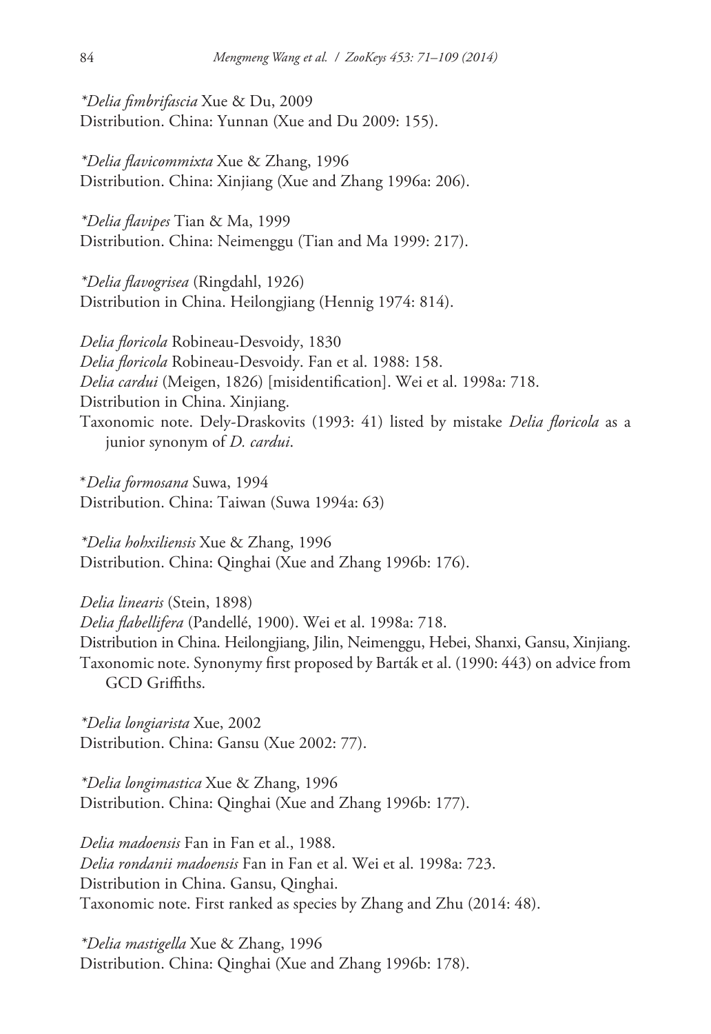*\*Delia fimbrifascia* Xue & Du, 2009
Distribution. China: Yunnan (Xue and Du 2009: 155).

*\*Delia flavicommixta* Xue & Zhang, 1996
Distribution. China: Xinjiang (Xue and Zhang 1996a: 206).

*\*Delia flavipes* Tian & Ma, 1999
Distribution. China: Neimenggu (Tian and Ma 1999: 217).

*\*Delia flavogrisea* (Ringdahl, 1926)
Distribution in China. Heilongjiang (Hennig 1974: 814).

*Delia floricola* Robineau-Desvoidy, 1830
*Delia floricola* Robineau-Desvoidy. Fan et al. 1988: 158.
*Delia cardui* (Meigen, 1826) [misidentification]. Wei et al. 1998a: 718.
Distribution in China. Xinjiang.
Taxonomic note. Dely-Draskovits (1993: 41) listed by mistake *Delia floricola* as a junior synonym of *D. cardui*.

\**Delia formosana* Suwa, 1994
Distribution. China: Taiwan (Suwa 1994a: 63)

*\*Delia hohxiliensis* Xue & Zhang, 1996
Distribution. China: Qinghai (Xue and Zhang 1996b: 176).

*Delia linearis* (Stein, 1898)
*Delia flabellifera* (Pandellé, 1900). Wei et al. 1998a: 718.
Distribution in China. Heilongjiang, Jilin, Neimenggu, Hebei, Shanxi, Gansu, Xinjiang.
Taxonomic note. Synonymy first proposed by Barták et al. (1990: 443) on advice from GCD Griffiths.

*\*Delia longiarista* Xue, 2002
Distribution. China: Gansu (Xue 2002: 77).

*\*Delia longimastica* Xue & Zhang, 1996
Distribution. China: Qinghai (Xue and Zhang 1996b: 177).

*Delia madoensis* Fan in Fan et al., 1988.
*Delia rondanii madoensis* Fan in Fan et al. Wei et al. 1998a: 723.
Distribution in China. Gansu, Qinghai.
Taxonomic note. First ranked as species by Zhang and Zhu (2014: 48).

*\*Delia mastigella* Xue & Zhang, 1996
Distribution. China: Qinghai (Xue and Zhang 1996b: 178).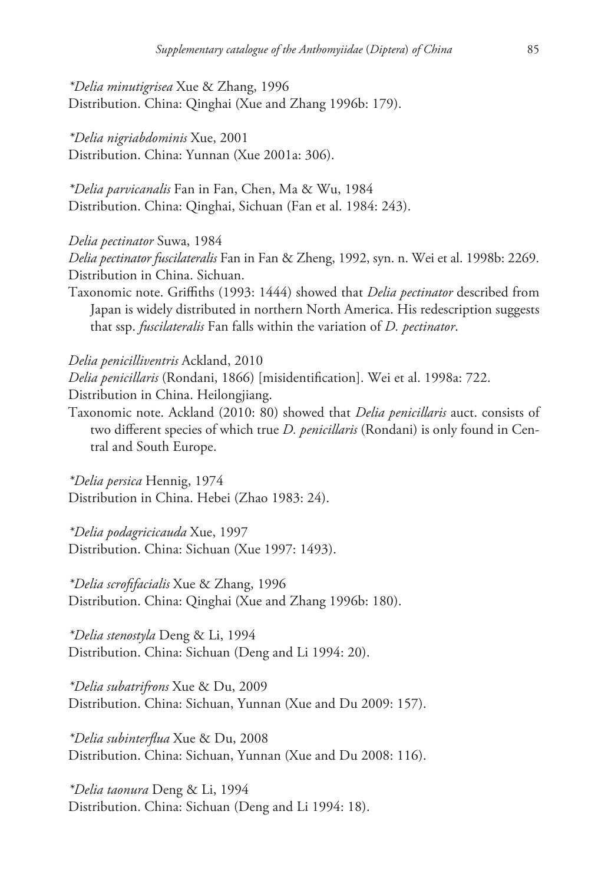*\*Delia minutigrisea* Xue & Zhang, 1996
Distribution. China: Qinghai (Xue and Zhang 1996b: 179).

*\*Delia nigriabdominis* Xue, 2001
Distribution. China: Yunnan (Xue 2001a: 306).

*\*Delia parvicanalis* Fan in Fan, Chen, Ma & Wu, 1984
Distribution. China: Qinghai, Sichuan (Fan et al. 1984: 243).

*Delia pectinator* Suwa, 1984
*Delia pectinator fuscilateralis* Fan in Fan & Zheng, 1992, syn. n. Wei et al. 1998b: 2269.
Distribution in China. Sichuan.
Taxonomic note. Griffiths (1993: 1444) showed that *Delia pectinator* described from Japan is widely distributed in northern North America. His redescription suggests that ssp. *fuscilateralis* Fan falls within the variation of *D. pectinator*.

*Delia penicilliventris* Ackland, 2010
*Delia penicillaris* (Rondani, 1866) [misidentification]. Wei et al. 1998a: 722.
Distribution in China. Heilongjiang.
Taxonomic note. Ackland (2010: 80) showed that *Delia penicillaris* auct. consists of two different species of which true *D. penicillaris* (Rondani) is only found in Central and South Europe.

*\*Delia persica* Hennig, 1974
Distribution in China. Hebei (Zhao 1983: 24).

*\*Delia podagricicauda* Xue, 1997
Distribution. China: Sichuan (Xue 1997: 1493).

*\*Delia scrofifacialis* Xue & Zhang, 1996
Distribution. China: Qinghai (Xue and Zhang 1996b: 180).

*\*Delia stenostyla* Deng & Li, 1994
Distribution. China: Sichuan (Deng and Li 1994: 20).

*\*Delia subatrifrons* Xue & Du, 2009
Distribution. China: Sichuan, Yunnan (Xue and Du 2009: 157).

*\*Delia subinterflua* Xue & Du, 2008
Distribution. China: Sichuan, Yunnan (Xue and Du 2008: 116).

*\*Delia taonura* Deng & Li, 1994
Distribution. China: Sichuan (Deng and Li 1994: 18).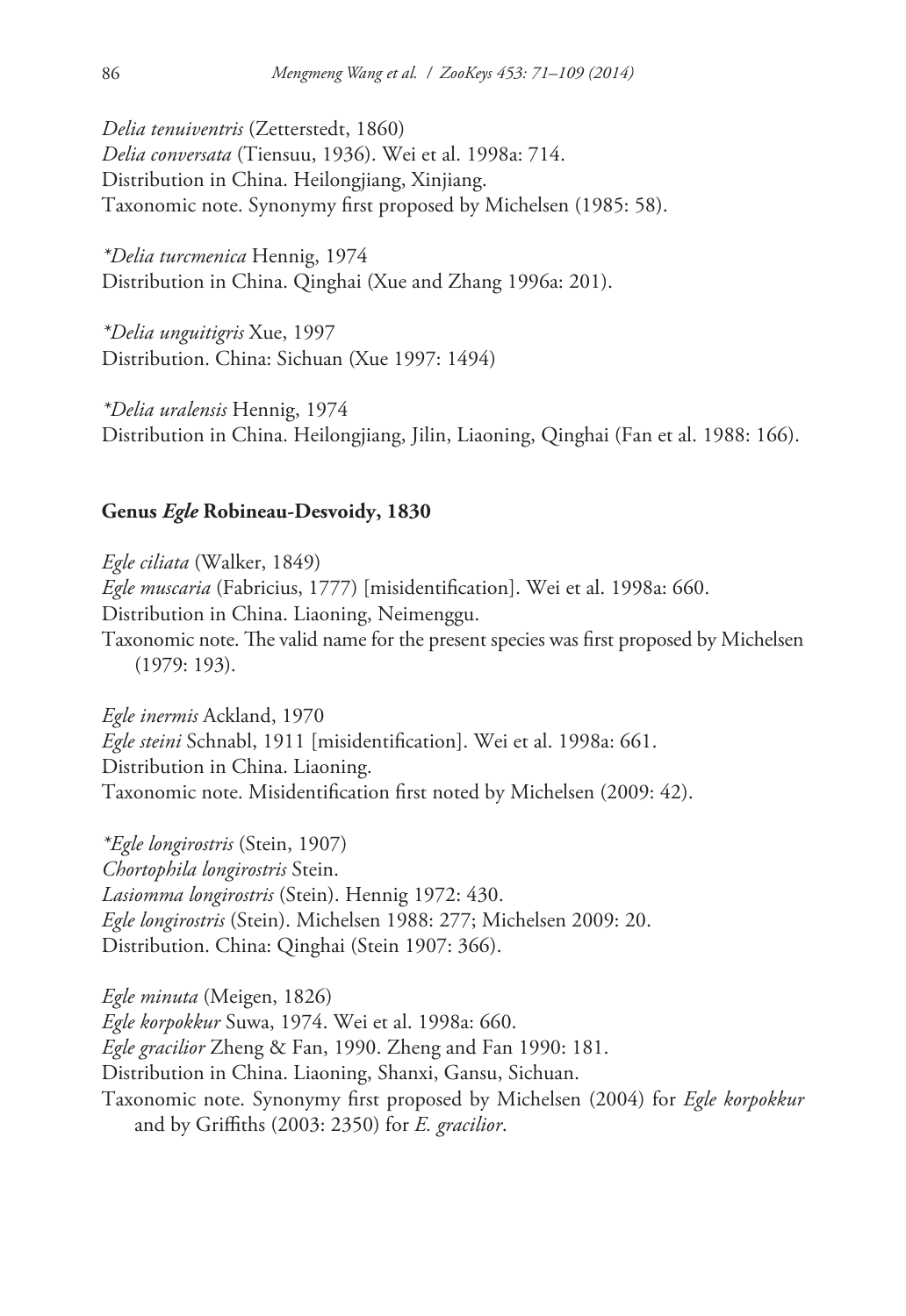*Delia tenuiventris* (Zetterstedt, 1860)
*Delia conversata* (Tiensuu, 1936). Wei et al. 1998a: 714.
Distribution in China. Heilongjiang, Xinjiang.
Taxonomic note. Synonymy first proposed by Michelsen (1985: 58).

**Delia turcmenica* Hennig, 1974
Distribution in China. Qinghai (Xue and Zhang 1996a: 201).

**Delia unguitigris* Xue, 1997
Distribution. China: Sichuan (Xue 1997: 1494)

**Delia uralensis* Hennig, 1974
Distribution in China. Heilongjiang, Jilin, Liaoning, Qinghai (Fan et al. 1988: 166).

### Genus *Egle* Robineau-Desvoidy, 1830

*Egle ciliata* (Walker, 1849)
*Egle muscaria* (Fabricius, 1777) [misidentification]. Wei et al. 1998a: 660.
Distribution in China. Liaoning, Neimenggu.
Taxonomic note. The valid name for the present species was first proposed by Michelsen (1979: 193).

*Egle inermis* Ackland, 1970
*Egle steini* Schnabl, 1911 [misidentification]. Wei et al. 1998a: 661.
Distribution in China. Liaoning.
Taxonomic note. Misidentification first noted by Michelsen (2009: 42).

**Egle longirostris* (Stein, 1907)
*Chortophila longirostris* Stein.
*Lasiomma longirostris* (Stein). Hennig 1972: 430.
*Egle longirostris* (Stein). Michelsen 1988: 277; Michelsen 2009: 20.
Distribution. China: Qinghai (Stein 1907: 366).

*Egle minuta* (Meigen, 1826)
*Egle korpokkur* Suwa, 1974. Wei et al. 1998a: 660.
*Egle gracilior* Zheng & Fan, 1990. Zheng and Fan 1990: 181.
Distribution in China. Liaoning, Shanxi, Gansu, Sichuan.
Taxonomic note. Synonymy first proposed by Michelsen (2004) for *Egle korpokkur* and by Griffiths (2003: 2350) for *E. gracilior*.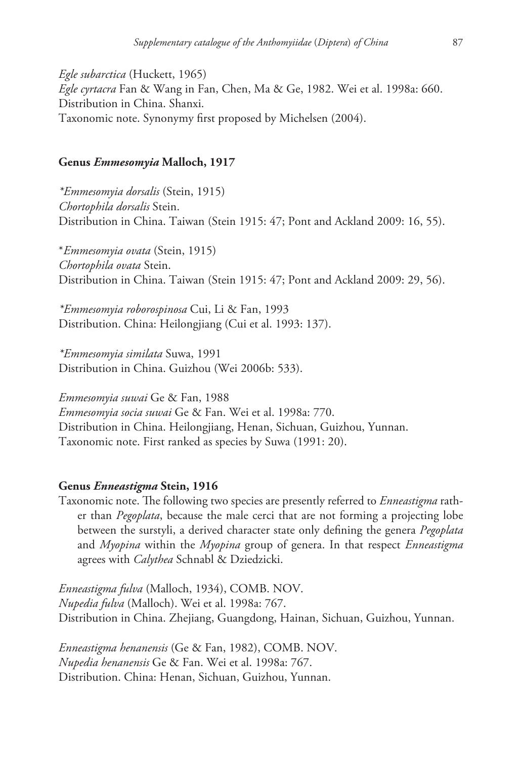*Egle subarctica* (Huckett, 1965)
*Egle cyrtacra* Fan & Wang in Fan, Chen, Ma & Ge, 1982. Wei et al. 1998a: 660.
Distribution in China. Shanxi.
Taxonomic note. Synonymy first proposed by Michelsen (2004).

## Genus *Emmesomyia* Malloch, 1917

*\*Emmesomyia dorsalis* (Stein, 1915)
*Chortophila dorsalis* Stein.
Distribution in China. Taiwan (Stein 1915: 47; Pont and Ackland 2009: 16, 55).

\**Emmesomyia ovata* (Stein, 1915)
*Chortophila ovata* Stein.
Distribution in China. Taiwan (Stein 1915: 47; Pont and Ackland 2009: 29, 56).

*\*Emmesomyia roborospinosa* Cui, Li & Fan, 1993
Distribution. China: Heilongjiang (Cui et al. 1993: 137).

*\*Emmesomyia similata* Suwa, 1991
Distribution in China. Guizhou (Wei 2006b: 533).

*Emmesomyia suwai* Ge & Fan, 1988
*Emmesomyia socia suwai* Ge & Fan. Wei et al. 1998a: 770.
Distribution in China. Heilongjiang, Henan, Sichuan, Guizhou, Yunnan.
Taxonomic note. First ranked as species by Suwa (1991: 20).

## Genus *Enneastigma* Stein, 1916

Taxonomic note. The following two species are presently referred to *Enneastigma* rather than *Pegoplata*, because the male cerci that are not forming a projecting lobe between the surstyli, a derived character state only defining the genera *Pegoplata* and *Myopina* within the *Myopina* group of genera. In that respect *Enneastigma* agrees with *Calythea* Schnabl & Dziedzicki.

*Enneastigma fulva* (Malloch, 1934), COMB. NOV.
*Nupedia fulva* (Malloch). Wei et al. 1998a: 767.
Distribution in China. Zhejiang, Guangdong, Hainan, Sichuan, Guizhou, Yunnan.

*Enneastigma henanensis* (Ge & Fan, 1982), COMB. NOV.
*Nupedia henanensis* Ge & Fan. Wei et al. 1998a: 767.
Distribution. China: Henan, Sichuan, Guizhou, Yunnan.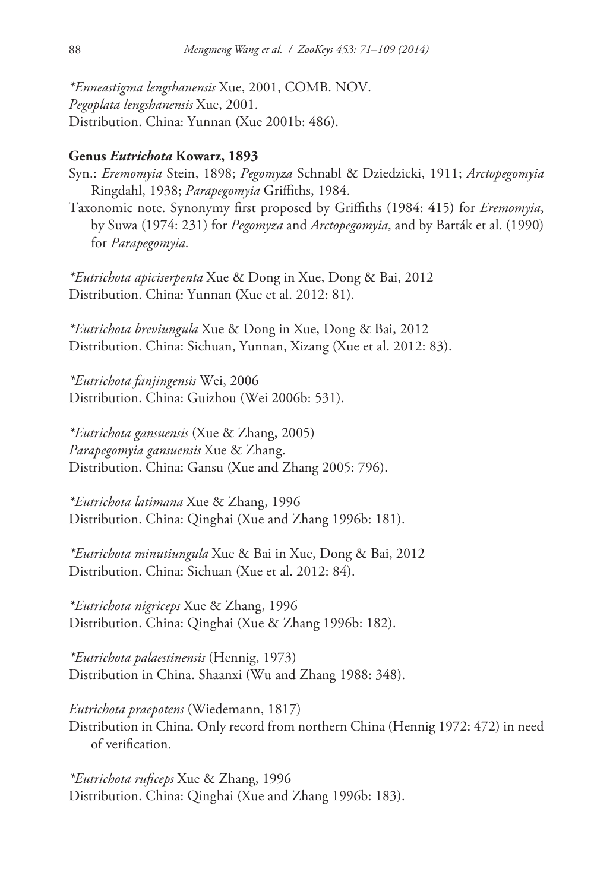*\*Enneastigma lengshanensis* Xue, 2001, COMB. NOV.
*Pegoplata lengshanensis* Xue, 2001.
Distribution. China: Yunnan (Xue 2001b: 486).

**Genus *Eutrichota* Kowarz, 1893**

Syn.: *Eremomyia* Stein, 1898; *Pegomyza* Schnabl & Dziedzicki, 1911; *Arctopegomyia* Ringdahl, 1938; *Parapegomyia* Griffiths, 1984.

Taxonomic note. Synonymy first proposed by Griffiths (1984: 415) for *Eremomyia*, by Suwa (1974: 231) for *Pegomyza* and *Arctopegomyia*, and by Barták et al. (1990) for *Parapegomyia*.

*\*Eutrichota apiciserpenta* Xue & Dong in Xue, Dong & Bai, 2012
Distribution. China: Yunnan (Xue et al. 2012: 81).

*\*Eutrichota breviungula* Xue & Dong in Xue, Dong & Bai, 2012
Distribution. China: Sichuan, Yunnan, Xizang (Xue et al. 2012: 83).

*\*Eutrichota fanjingensis* Wei, 2006
Distribution. China: Guizhou (Wei 2006b: 531).

*\*Eutrichota gansuensis* (Xue & Zhang, 2005)
*Parapegomyia gansuensis* Xue & Zhang.
Distribution. China: Gansu (Xue and Zhang 2005: 796).

*\*Eutrichota latimana* Xue & Zhang, 1996
Distribution. China: Qinghai (Xue and Zhang 1996b: 181).

*\*Eutrichota minutiungula* Xue & Bai in Xue, Dong & Bai, 2012
Distribution. China: Sichuan (Xue et al. 2012: 84).

*\*Eutrichota nigriceps* Xue & Zhang, 1996
Distribution. China: Qinghai (Xue & Zhang 1996b: 182).

*\*Eutrichota palaestinensis* (Hennig, 1973)
Distribution in China. Shaanxi (Wu and Zhang 1988: 348).

*Eutrichota praepotens* (Wiedemann, 1817)
Distribution in China. Only record from northern China (Hennig 1972: 472) in need of verification.

*\*Eutrichota ruficeps* Xue & Zhang, 1996
Distribution. China: Qinghai (Xue and Zhang 1996b: 183).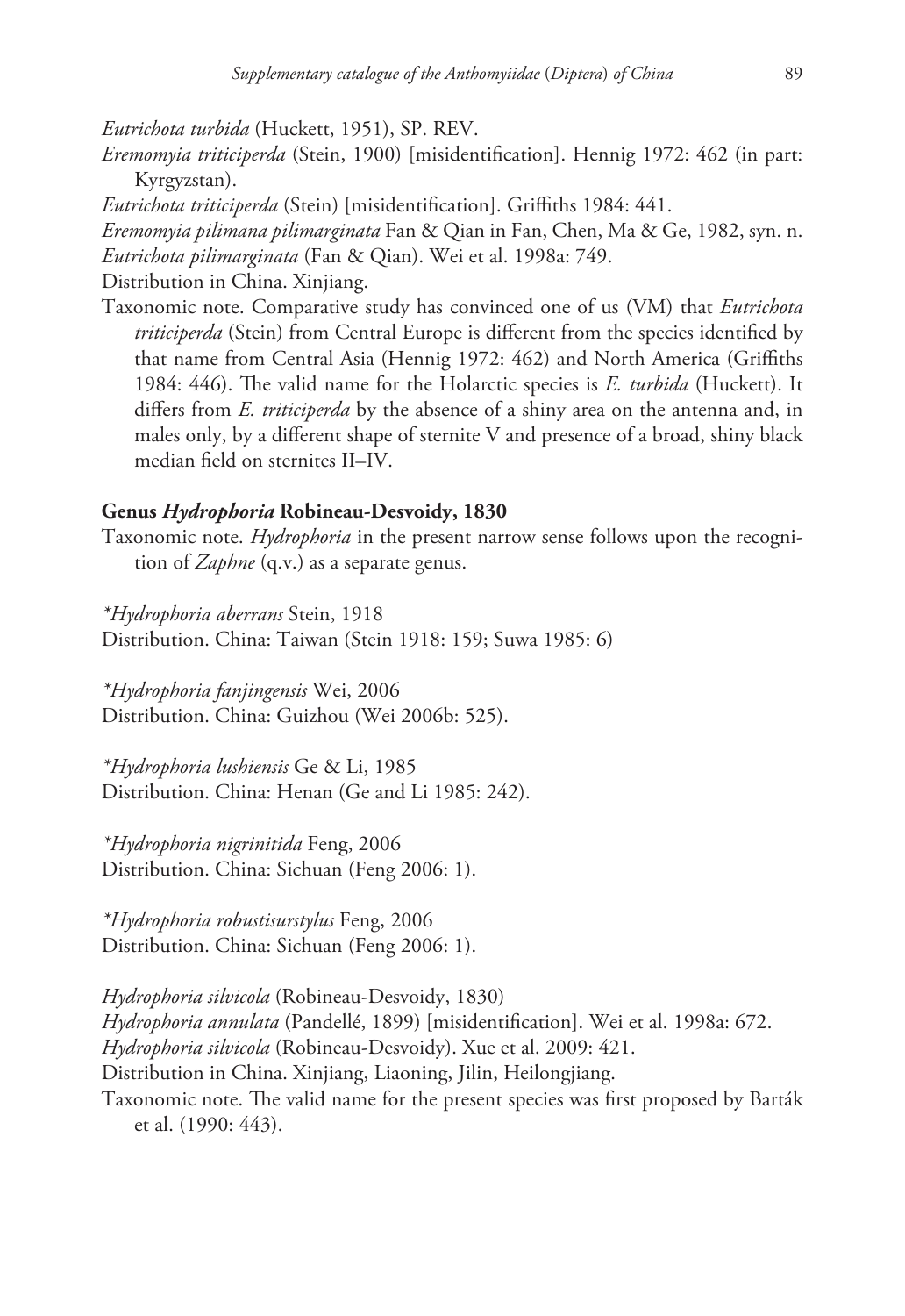*Eutrichota turbida* (Huckett, 1951), SP. REV.

*Eremomyia triticiperda* (Stein, 1900) [misidentification]. Hennig 1972: 462 (in part: Kyrgyzstan).

*Eutrichota triticiperda* (Stein) [misidentification]. Griffiths 1984: 441.

*Eremomyia pilimana pilimarginata* Fan & Qian in Fan, Chen, Ma & Ge, 1982, syn. n.

*Eutrichota pilimarginata* (Fan & Qian). Wei et al. 1998a: 749.

Distribution in China. Xinjiang.

Taxonomic note. Comparative study has convinced one of us (VM) that *Eutrichota triticiperda* (Stein) from Central Europe is different from the species identified by that name from Central Asia (Hennig 1972: 462) and North America (Griffiths 1984: 446). The valid name for the Holarctic species is *E. turbida* (Huckett). It differs from *E. triticiperda* by the absence of a shiny area on the antenna and, in males only, by a different shape of sternite V and presence of a broad, shiny black median field on sternites II–IV.

### Genus *Hydrophoria* Robineau-Desvoidy, 1830

Taxonomic note. *Hydrophoria* in the present narrow sense follows upon the recognition of *Zaphne* (q.v.) as a separate genus.

*\*Hydrophoria aberrans* Stein, 1918

Distribution. China: Taiwan (Stein 1918: 159; Suwa 1985: 6)

*\*Hydrophoria fanjingensis* Wei, 2006

Distribution. China: Guizhou (Wei 2006b: 525).

*\*Hydrophoria lushiensis* Ge & Li, 1985

Distribution. China: Henan (Ge and Li 1985: 242).

*\*Hydrophoria nigrinitida* Feng, 2006

Distribution. China: Sichuan (Feng 2006: 1).

*\*Hydrophoria robustisurstylus* Feng, 2006

Distribution. China: Sichuan (Feng 2006: 1).

*Hydrophoria silvicola* (Robineau-Desvoidy, 1830)

*Hydrophoria annulata* (Pandellé, 1899) [misidentification]. Wei et al. 1998a: 672.

*Hydrophoria silvicola* (Robineau-Desvoidy). Xue et al. 2009: 421.

Distribution in China. Xinjiang, Liaoning, Jilin, Heilongjiang.

Taxonomic note. The valid name for the present species was first proposed by Barták et al. (1990: 443).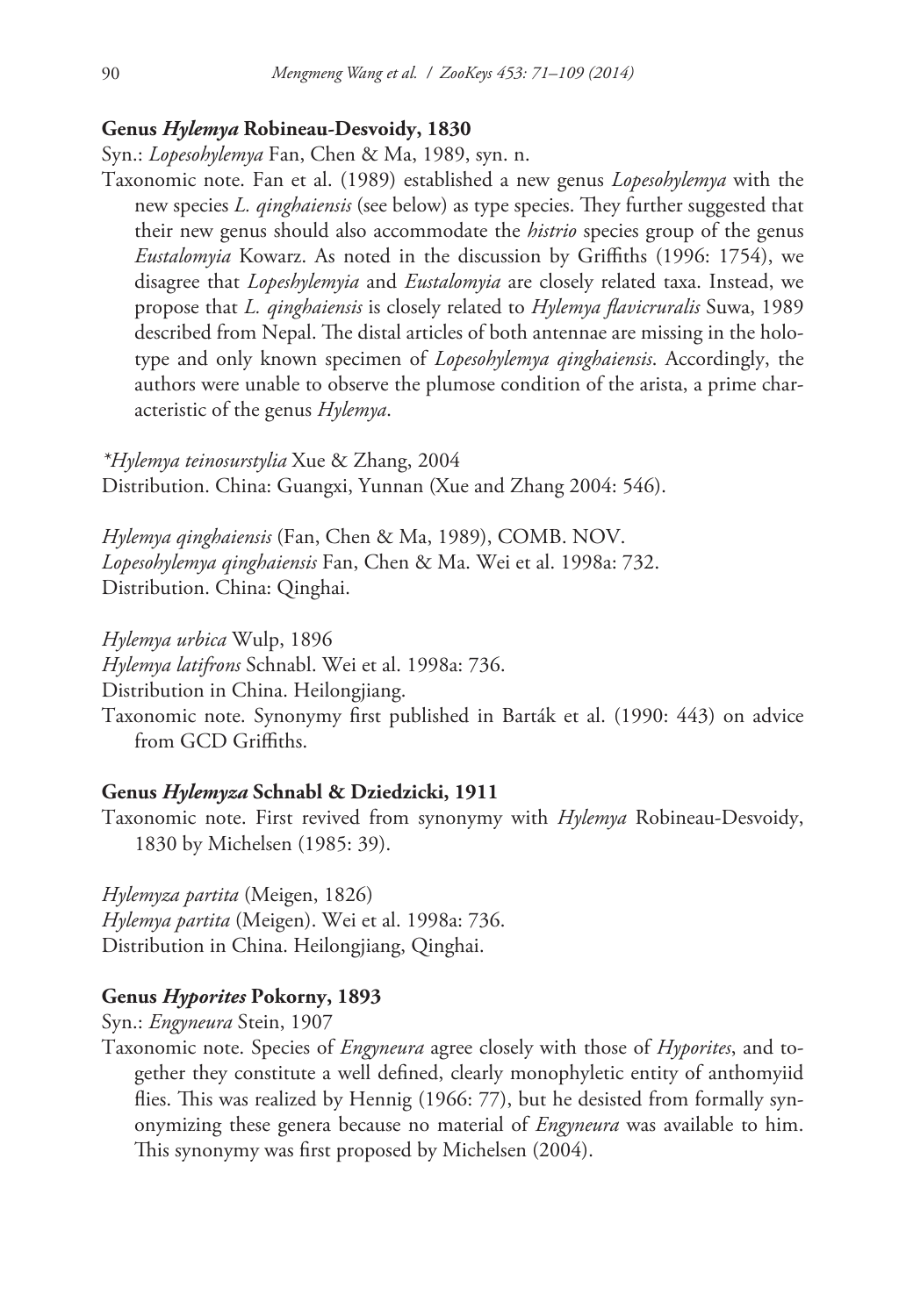**Genus *Hylemya* Robineau-Desvoidy, 1830**

Syn.: *Lopesohylemya* Fan, Chen & Ma, 1989, syn. n.

Taxonomic note. Fan et al. (1989) established a new genus *Lopesohylemya* with the new species *L. qinghaiensis* (see below) as type species. They further suggested that their new genus should also accommodate the *histrio* species group of the genus *Eustalomyia* Kowarz. As noted in the discussion by Griffiths (1996: 1754), we disagree that *Lopeshylemyia* and *Eustalomyia* are closely related taxa. Instead, we propose that *L. qinghaiensis* is closely related to *Hylemya flavicruralis* Suwa, 1989 described from Nepal. The distal articles of both antennae are missing in the holotype and only known specimen of *Lopesohylemya qinghaiensis*. Accordingly, the authors were unable to observe the plumose condition of the arista, a prime characteristic of the genus *Hylemya*.

*\*Hylemya teinosurstylia* Xue & Zhang, 2004

Distribution. China: Guangxi, Yunnan (Xue and Zhang 2004: 546).

*Hylemya qinghaiensis* (Fan, Chen & Ma, 1989), COMB. NOV.

*Lopesohylemya qinghaiensis* Fan, Chen & Ma. Wei et al. 1998a: 732.

Distribution. China: Qinghai.

*Hylemya urbica* Wulp, 1896

*Hylemya latifrons* Schnabl. Wei et al. 1998a: 736.

Distribution in China. Heilongjiang.

Taxonomic note. Synonymy first published in Barták et al. (1990: 443) on advice from GCD Griffiths.

**Genus *Hylemyza* Schnabl & Dziedzicki, 1911**

Taxonomic note. First revived from synonymy with *Hylemya* Robineau-Desvoidy, 1830 by Michelsen (1985: 39).

*Hylemyza partita* (Meigen, 1826)

*Hylemya partita* (Meigen). Wei et al. 1998a: 736.

Distribution in China. Heilongjiang, Qinghai.

**Genus *Hyporites* Pokorny, 1893**

Syn.: *Engyneura* Stein, 1907

Taxonomic note. Species of *Engyneura* agree closely with those of *Hyporites*, and together they constitute a well defined, clearly monophyletic entity of anthomyiid flies. This was realized by Hennig (1966: 77), but he desisted from formally synonymizing these genera because no material of *Engyneura* was available to him. This synonymy was first proposed by Michelsen (2004).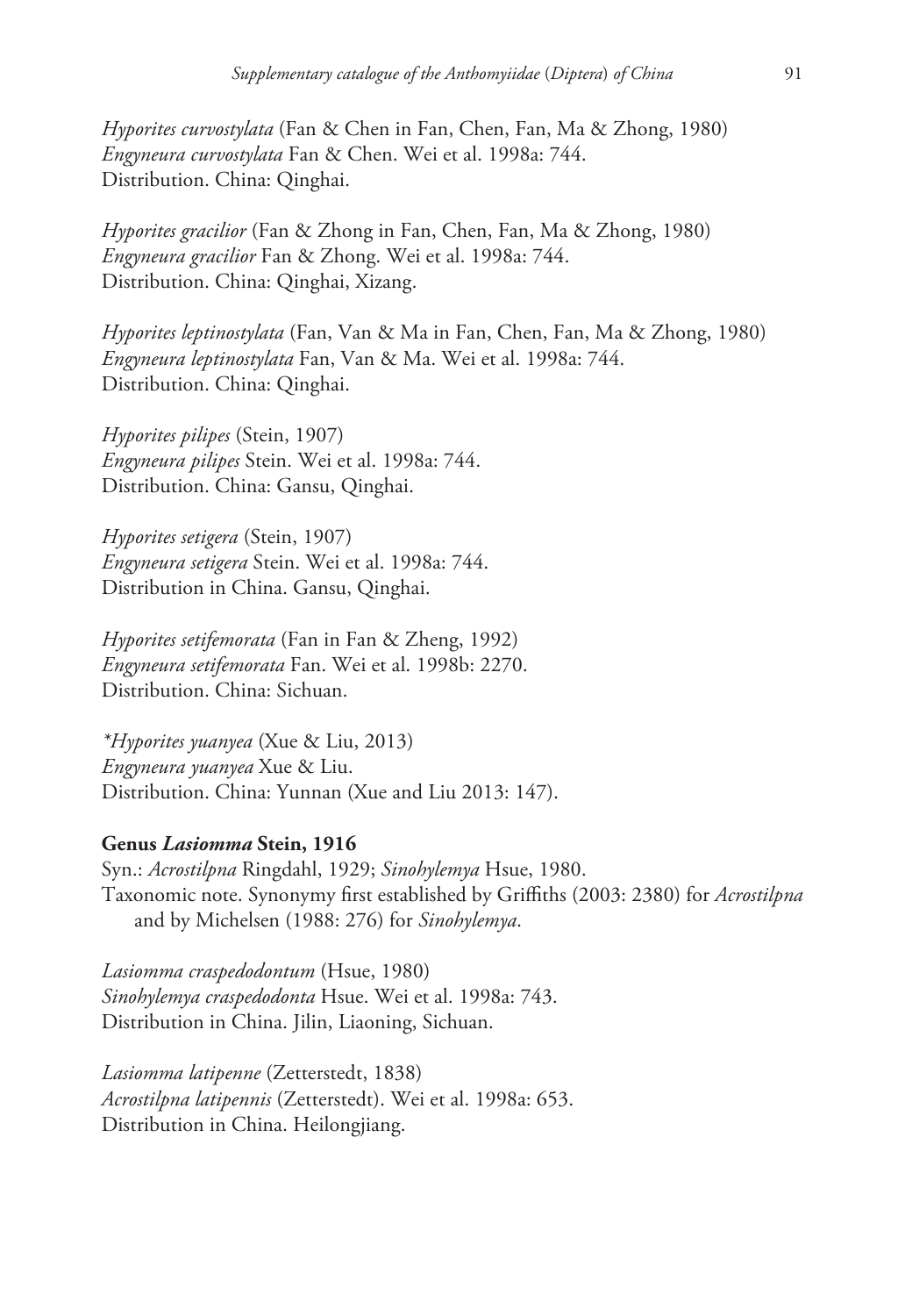*Hyporites curvostylata* (Fan & Chen in Fan, Chen, Fan, Ma & Zhong, 1980)
*Engyneura curvostylata* Fan & Chen. Wei et al. 1998a: 744.
Distribution. China: Qinghai.

*Hyporites gracilior* (Fan & Zhong in Fan, Chen, Fan, Ma & Zhong, 1980)
*Engyneura gracilior* Fan & Zhong. Wei et al. 1998a: 744.
Distribution. China: Qinghai, Xizang.

*Hyporites leptinostylata* (Fan, Van & Ma in Fan, Chen, Fan, Ma & Zhong, 1980)
*Engyneura leptinostylata* Fan, Van & Ma. Wei et al. 1998a: 744.
Distribution. China: Qinghai.

*Hyporites pilipes* (Stein, 1907)
*Engyneura pilipes* Stein. Wei et al. 1998a: 744.
Distribution. China: Gansu, Qinghai.

*Hyporites setigera* (Stein, 1907)
*Engyneura setigera* Stein. Wei et al. 1998a: 744.
Distribution in China. Gansu, Qinghai.

*Hyporites setifemorata* (Fan in Fan & Zheng, 1992)
*Engyneura setifemorata* Fan. Wei et al. 1998b: 2270.
Distribution. China: Sichuan.

*\*Hyporites yuanyea* (Xue & Liu, 2013)
*Engyneura yuanyea* Xue & Liu.
Distribution. China: Yunnan (Xue and Liu 2013: 147).

**Genus *Lasiomma* Stein, 1916**

Syn.: *Acrostilpna* Ringdahl, 1929; *Sinohylemya* Hsue, 1980.
Taxonomic note. Synonymy first established by Griffiths (2003: 2380) for *Acrostilpna* and by Michelsen (1988: 276) for *Sinohylemya*.

*Lasiomma craspedodontum* (Hsue, 1980)
*Sinohylemya craspedodonta* Hsue. Wei et al. 1998a: 743.
Distribution in China. Jilin, Liaoning, Sichuan.

*Lasiomma latipenne* (Zetterstedt, 1838)
*Acrostilpna latipennis* (Zetterstedt). Wei et al. 1998a: 653.
Distribution in China. Heilongjiang.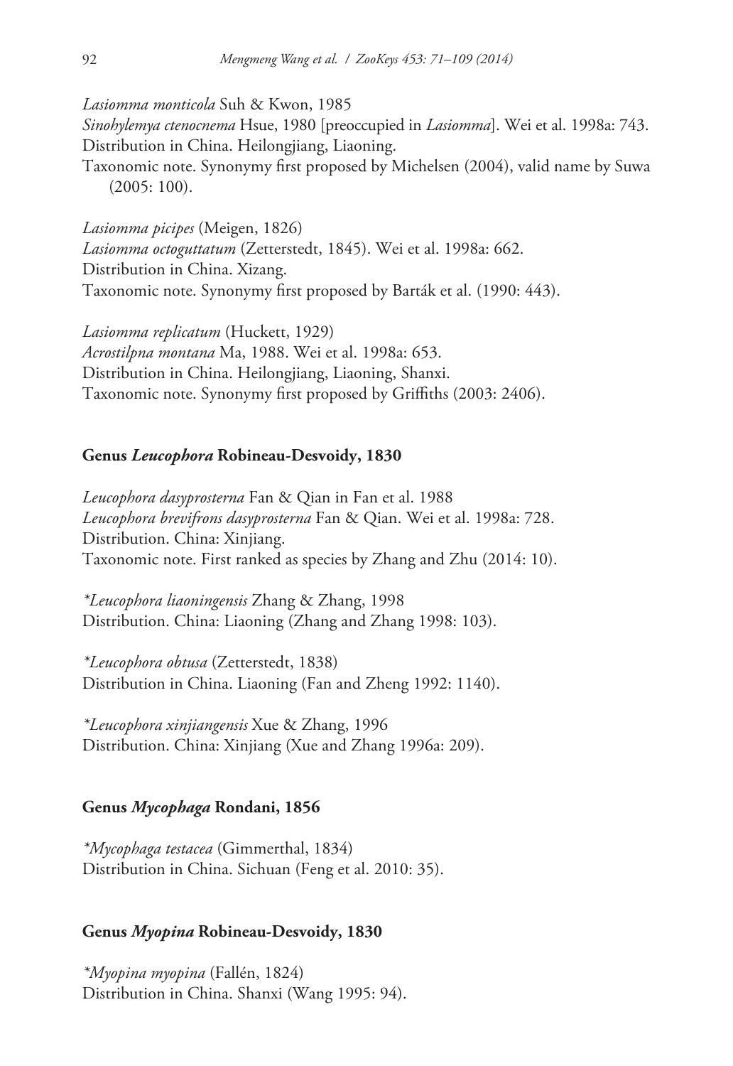*Lasiomma monticola* Suh & Kwon, 1985
*Sinohylemya ctenocnema* Hsue, 1980 [preoccupied in *Lasiomma*]. Wei et al. 1998a: 743.
Distribution in China. Heilongjiang, Liaoning.
Taxonomic note. Synonymy first proposed by Michelsen (2004), valid name by Suwa (2005: 100).

*Lasiomma picipes* (Meigen, 1826)
*Lasiomma octoguttatum* (Zetterstedt, 1845). Wei et al. 1998a: 662.
Distribution in China. Xizang.
Taxonomic note. Synonymy first proposed by Barták et al. (1990: 443).

*Lasiomma replicatum* (Huckett, 1929)
*Acrostilpna montana* Ma, 1988. Wei et al. 1998a: 653.
Distribution in China. Heilongjiang, Liaoning, Shanxi.
Taxonomic note. Synonymy first proposed by Griffiths (2003: 2406).

### Genus *Leucophora* Robineau-Desvoidy, 1830

*Leucophora dasyprosterna* Fan & Qian in Fan et al. 1988
*Leucophora brevifrons dasyprosterna* Fan & Qian. Wei et al. 1998a: 728.
Distribution. China: Xinjiang.
Taxonomic note. First ranked as species by Zhang and Zhu (2014: 10).

*\*Leucophora liaoningensis* Zhang & Zhang, 1998
Distribution. China: Liaoning (Zhang and Zhang 1998: 103).

*\*Leucophora obtusa* (Zetterstedt, 1838)
Distribution in China. Liaoning (Fan and Zheng 1992: 1140).

*\*Leucophora xinjiangensis* Xue & Zhang, 1996
Distribution. China: Xinjiang (Xue and Zhang 1996a: 209).

### Genus *Mycophaga* Rondani, 1856

*\*Mycophaga testacea* (Gimmerthal, 1834)
Distribution in China. Sichuan (Feng et al. 2010: 35).

### Genus *Myopina* Robineau-Desvoidy, 1830

*\*Myopina myopina* (Fallén, 1824)
Distribution in China. Shanxi (Wang 1995: 94).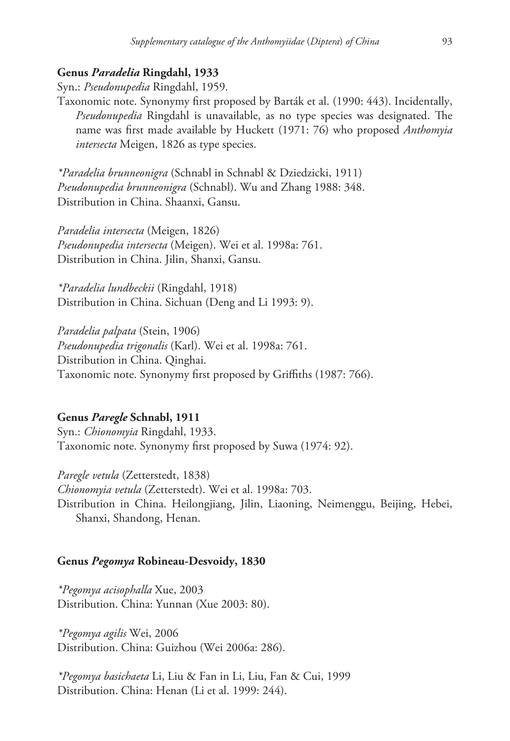**Genus *Paradelia* Ringdahl, 1933**

Syn.: *Pseudonupedia* Ringdahl, 1959.

Taxonomic note. Synonymy first proposed by Barták et al. (1990: 443). Incidentally, *Pseudonupedia* Ringdahl is unavailable, as no type species was designated. The name was first made available by Huckett (1971: 76) who proposed *Anthomyia intersecta* Meigen, 1826 as type species.

*\*Paradelia brunneonigra* (Schnabl in Schnabl & Dziedzicki, 1911)
*Pseudonupedia brunneonigra* (Schnabl). Wu and Zhang 1988: 348.
Distribution in China. Shaanxi, Gansu.

*Paradelia intersecta* (Meigen, 1826)
*Pseudonupedia intersecta* (Meigen). Wei et al. 1998a: 761.
Distribution in China. Jilin, Shanxi, Gansu.

*\*Paradelia lundbeckii* (Ringdahl, 1918)
Distribution in China. Sichuan (Deng and Li 1993: 9).

*Paradelia palpata* (Stein, 1906)
*Pseudonupedia trigonalis* (Karl). Wei et al. 1998a: 761.
Distribution in China. Qinghai.
Taxonomic note. Synonymy first proposed by Griffiths (1987: 766).

**Genus *Paregle* Schnabl, 1911**

Syn.: *Chionomyia* Ringdahl, 1933.

Taxonomic note. Synonymy first proposed by Suwa (1974: 92).

*Paregle vetula* (Zetterstedt, 1838)
*Chionomyia vetula* (Zetterstedt). Wei et al. 1998a: 703.
Distribution in China. Heilongjiang, Jilin, Liaoning, Neimenggu, Beijing, Hebei, Shanxi, Shandong, Henan.

**Genus *Pegomya* Robineau-Desvoidy, 1830**

*\*Pegomya acisophalla* Xue, 2003
Distribution. China: Yunnan (Xue 2003: 80).

*\*Pegomya agilis* Wei, 2006
Distribution. China: Guizhou (Wei 2006a: 286).

*\*Pegomya basichaeta* Li, Liu & Fan in Li, Liu, Fan & Cui, 1999
Distribution. China: Henan (Li et al. 1999: 244).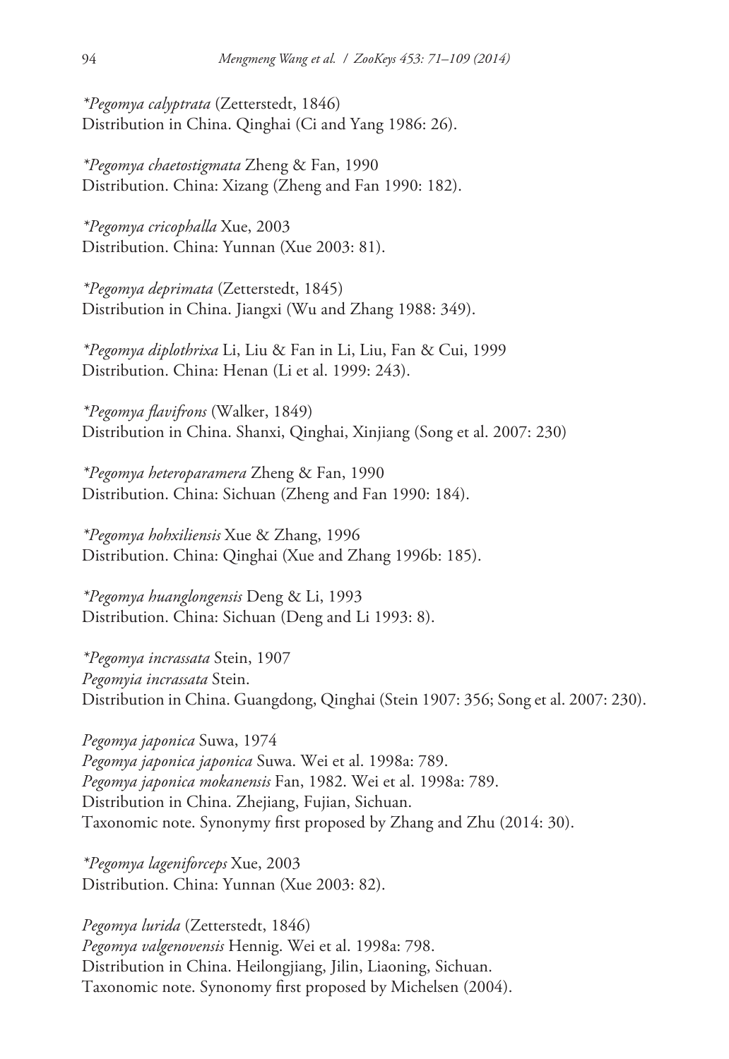*\*Pegomya calyptrata* (Zetterstedt, 1846)
Distribution in China. Qinghai (Ci and Yang 1986: 26).

*\*Pegomya chaetostigmata* Zheng & Fan, 1990
Distribution. China: Xizang (Zheng and Fan 1990: 182).

*\*Pegomya cricophalla* Xue, 2003
Distribution. China: Yunnan (Xue 2003: 81).

*\*Pegomya deprimata* (Zetterstedt, 1845)
Distribution in China. Jiangxi (Wu and Zhang 1988: 349).

*\*Pegomya diplothrixa* Li, Liu & Fan in Li, Liu, Fan & Cui, 1999
Distribution. China: Henan (Li et al. 1999: 243).

*\*Pegomya flavifrons* (Walker, 1849)
Distribution in China. Shanxi, Qinghai, Xinjiang (Song et al. 2007: 230)

*\*Pegomya heteroparamera* Zheng & Fan, 1990
Distribution. China: Sichuan (Zheng and Fan 1990: 184).

*\*Pegomya hohxiliensis* Xue & Zhang, 1996
Distribution. China: Qinghai (Xue and Zhang 1996b: 185).

*\*Pegomya huanglongensis* Deng & Li, 1993
Distribution. China: Sichuan (Deng and Li 1993: 8).

*\*Pegomya incrassata* Stein, 1907
*Pegomyia incrassata* Stein.
Distribution in China. Guangdong, Qinghai (Stein 1907: 356; Song et al. 2007: 230).

*Pegomya japonica* Suwa, 1974
*Pegomya japonica japonica* Suwa. Wei et al. 1998a: 789.
*Pegomya japonica mokanensis* Fan, 1982. Wei et al. 1998a: 789.
Distribution in China. Zhejiang, Fujian, Sichuan.
Taxonomic note. Synonymy first proposed by Zhang and Zhu (2014: 30).

*\*Pegomya lageniforceps* Xue, 2003
Distribution. China: Yunnan (Xue 2003: 82).

*Pegomya lurida* (Zetterstedt, 1846)
*Pegomya valgenovensis* Hennig. Wei et al. 1998a: 798.
Distribution in China. Heilongjiang, Jilin, Liaoning, Sichuan.
Taxonomic note. Synonomy first proposed by Michelsen (2004).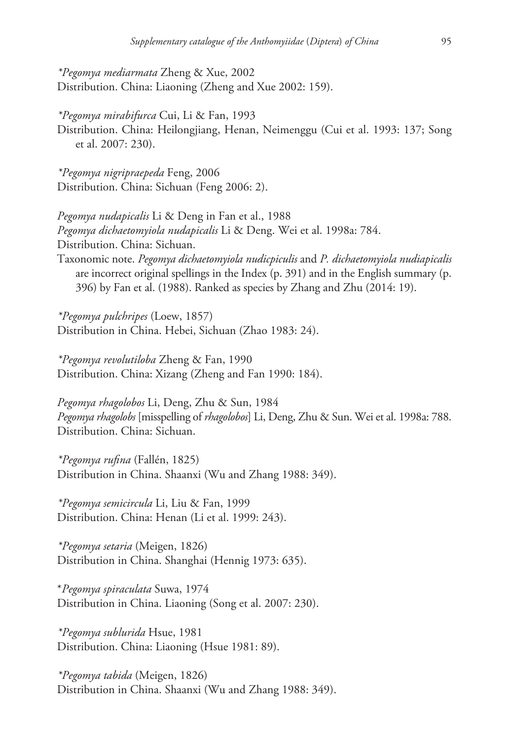*\*Pegomya mediarmata* Zheng & Xue, 2002
Distribution. China: Liaoning (Zheng and Xue 2002: 159).

*\*Pegomya mirabifurca* Cui, Li & Fan, 1993
Distribution. China: Heilongjiang, Henan, Neimenggu (Cui et al. 1993: 137; Song et al. 2007: 230).

*\*Pegomya nigripraepeda* Feng, 2006
Distribution. China: Sichuan (Feng 2006: 2).

*Pegomya nudapicalis* Li & Deng in Fan et al., 1988
*Pegomya dichaetomyiola nudapicalis* Li & Deng. Wei et al. 1998a: 784.
Distribution. China: Sichuan.
Taxonomic note. *Pegomya dichaetomyiola nudicpiculis* and *P. dichaetomyiola nudiapicalis* are incorrect original spellings in the Index (p. 391) and in the English summary (p. 396) by Fan et al. (1988). Ranked as species by Zhang and Zhu (2014: 19).

*\*Pegomya pulchripes* (Loew, 1857)
Distribution in China. Hebei, Sichuan (Zhao 1983: 24).

*\*Pegomya revolutiloba* Zheng & Fan, 1990
Distribution. China: Xizang (Zheng and Fan 1990: 184).

*Pegomya rhagolobos* Li, Deng, Zhu & Sun, 1984
*Pegomya rhagolobs* [misspelling of *rhagolobos*] Li, Deng, Zhu & Sun. Wei et al. 1998a: 788.
Distribution. China: Sichuan.

*\*Pegomya rufina* (Fallén, 1825)
Distribution in China. Shaanxi (Wu and Zhang 1988: 349).

*\*Pegomya semicircula* Li, Liu & Fan, 1999
Distribution. China: Henan (Li et al. 1999: 243).

*\*Pegomya setaria* (Meigen, 1826)
Distribution in China. Shanghai (Hennig 1973: 635).

\**Pegomya spiraculata* Suwa, 1974
Distribution in China. Liaoning (Song et al. 2007: 230).

*\*Pegomya sublurida* Hsue, 1981
Distribution. China: Liaoning (Hsue 1981: 89).

*\*Pegomya tabida* (Meigen, 1826)
Distribution in China. Shaanxi (Wu and Zhang 1988: 349).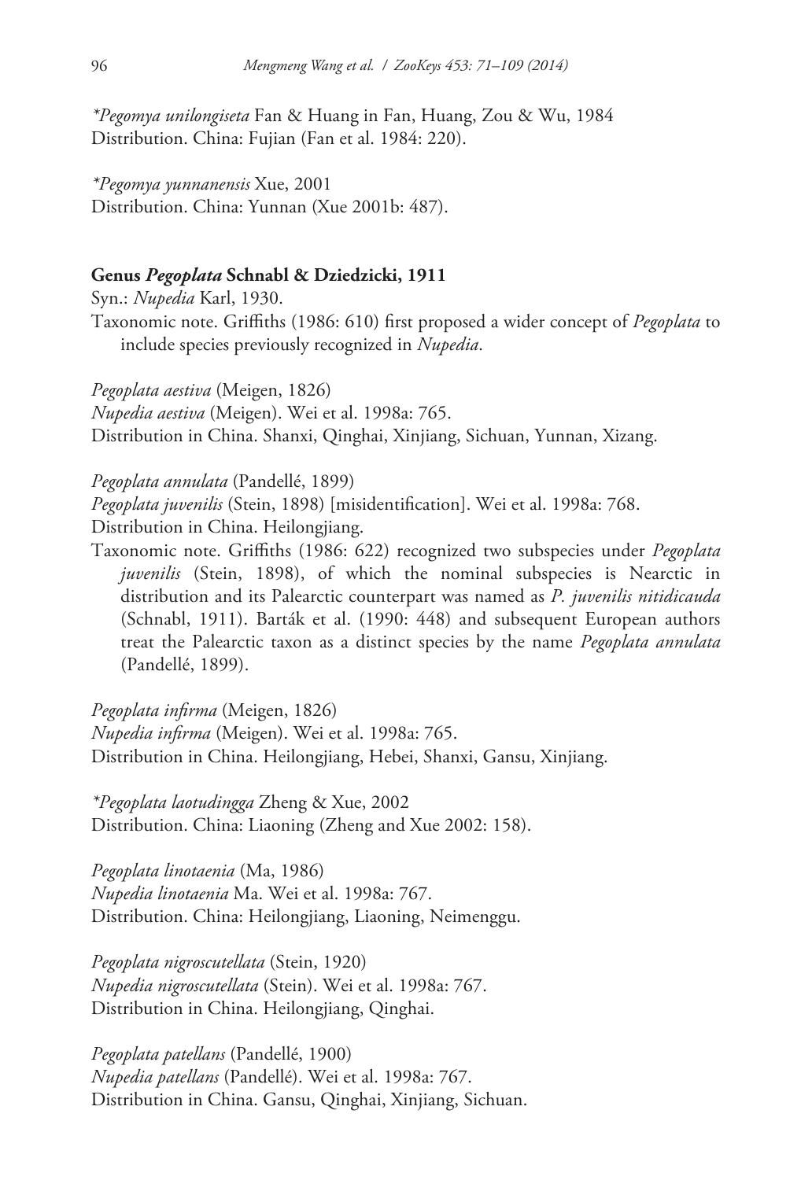*Pegomya unilongiseta* Fan & Huang in Fan, Huang, Zou & Wu, 1984
Distribution. China: Fujian (Fan et al. 1984: 220).

*Pegomya yunnanensis* Xue, 2001
Distribution. China: Yunnan (Xue 2001b: 487).

### Genus *Pegoplata* Schnabl & Dziedzicki, 1911

Syn.: *Nupedia* Karl, 1930.

Taxonomic note. Griffiths (1986: 610) first proposed a wider concept of *Pegoplata* to include species previously recognized in *Nupedia*.

*Pegoplata aestiva* (Meigen, 1826)
*Nupedia aestiva* (Meigen). Wei et al. 1998a: 765.
Distribution in China. Shanxi, Qinghai, Xinjiang, Sichuan, Yunnan, Xizang.

*Pegoplata annulata* (Pandellé, 1899)
*Pegoplata juvenilis* (Stein, 1898) [misidentification]. Wei et al. 1998a: 768.
Distribution in China. Heilongjiang.
Taxonomic note. Griffiths (1986: 622) recognized two subspecies under *Pegoplata juvenilis* (Stein, 1898), of which the nominal subspecies is Nearctic in distribution and its Palearctic counterpart was named as *P. juvenilis nitidicauda* (Schnabl, 1911). Barták et al. (1990: 448) and subsequent European authors treat the Palearctic taxon as a distinct species by the name *Pegoplata annulata* (Pandellé, 1899).

*Pegoplata infirma* (Meigen, 1826)
*Nupedia infirma* (Meigen). Wei et al. 1998a: 765.
Distribution in China. Heilongjiang, Hebei, Shanxi, Gansu, Xinjiang.

*Pegoplata laotudingga* Zheng & Xue, 2002
Distribution. China: Liaoning (Zheng and Xue 2002: 158).

*Pegoplata linotaenia* (Ma, 1986)
*Nupedia linotaenia* Ma. Wei et al. 1998a: 767.
Distribution. China: Heilongjiang, Liaoning, Neimenggu.

*Pegoplata nigroscutellata* (Stein, 1920)
*Nupedia nigroscutellata* (Stein). Wei et al. 1998a: 767.
Distribution in China. Heilongjiang, Qinghai.

*Pegoplata patellans* (Pandellé, 1900)
*Nupedia patellans* (Pandellé). Wei et al. 1998a: 767.
Distribution in China. Gansu, Qinghai, Xinjiang, Sichuan.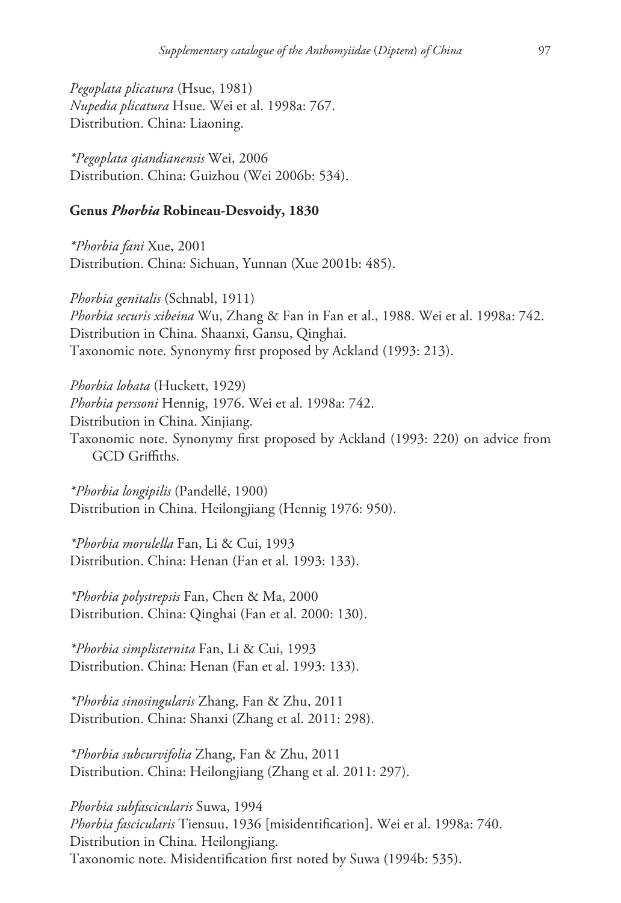*Pegoplata plicatura* (Hsue, 1981)
*Nupedia plicatura* Hsue. Wei et al. 1998a: 767.
Distribution. China: Liaoning.

*\*Pegoplata qiandianensis* Wei, 2006
Distribution. China: Guizhou (Wei 2006b: 534).

### Genus *Phorbia* Robineau-Desvoidy, 1830

*\*Phorbia fani* Xue, 2001
Distribution. China: Sichuan, Yunnan (Xue 2001b: 485).

*Phorbia genitalis* (Schnabl, 1911)
*Phorbia securis xibeina* Wu, Zhang & Fan in Fan et al., 1988. Wei et al. 1998a: 742.
Distribution in China. Shaanxi, Gansu, Qinghai.
Taxonomic note. Synonymy first proposed by Ackland (1993: 213).

*Phorbia lobata* (Huckett, 1929)
*Phorbia perssoni* Hennig, 1976. Wei et al. 1998a: 742.
Distribution in China. Xinjiang.
Taxonomic note. Synonymy first proposed by Ackland (1993: 220) on advice from GCD Griffiths.

*\*Phorbia longipilis* (Pandellé, 1900)
Distribution in China. Heilongjiang (Hennig 1976: 950).

*\*Phorbia morulella* Fan, Li & Cui, 1993
Distribution. China: Henan (Fan et al. 1993: 133).

*\*Phorbia polystrepsis* Fan, Chen & Ma, 2000
Distribution. China: Qinghai (Fan et al. 2000: 130).

*\*Phorbia simplisternita* Fan, Li & Cui, 1993
Distribution. China: Henan (Fan et al. 1993: 133).

*\*Phorbia sinosingularis* Zhang, Fan & Zhu, 2011
Distribution. China: Shanxi (Zhang et al. 2011: 298).

*\*Phorbia subcurvifolia* Zhang, Fan & Zhu, 2011
Distribution. China: Heilongjiang (Zhang et al. 2011: 297).

*Phorbia subfascicularis* Suwa, 1994
*Phorbia fascicularis* Tiensuu, 1936 [misidentification]. Wei et al. 1998a: 740.
Distribution in China. Heilongjiang.
Taxonomic note. Misidentification first noted by Suwa (1994b: 535).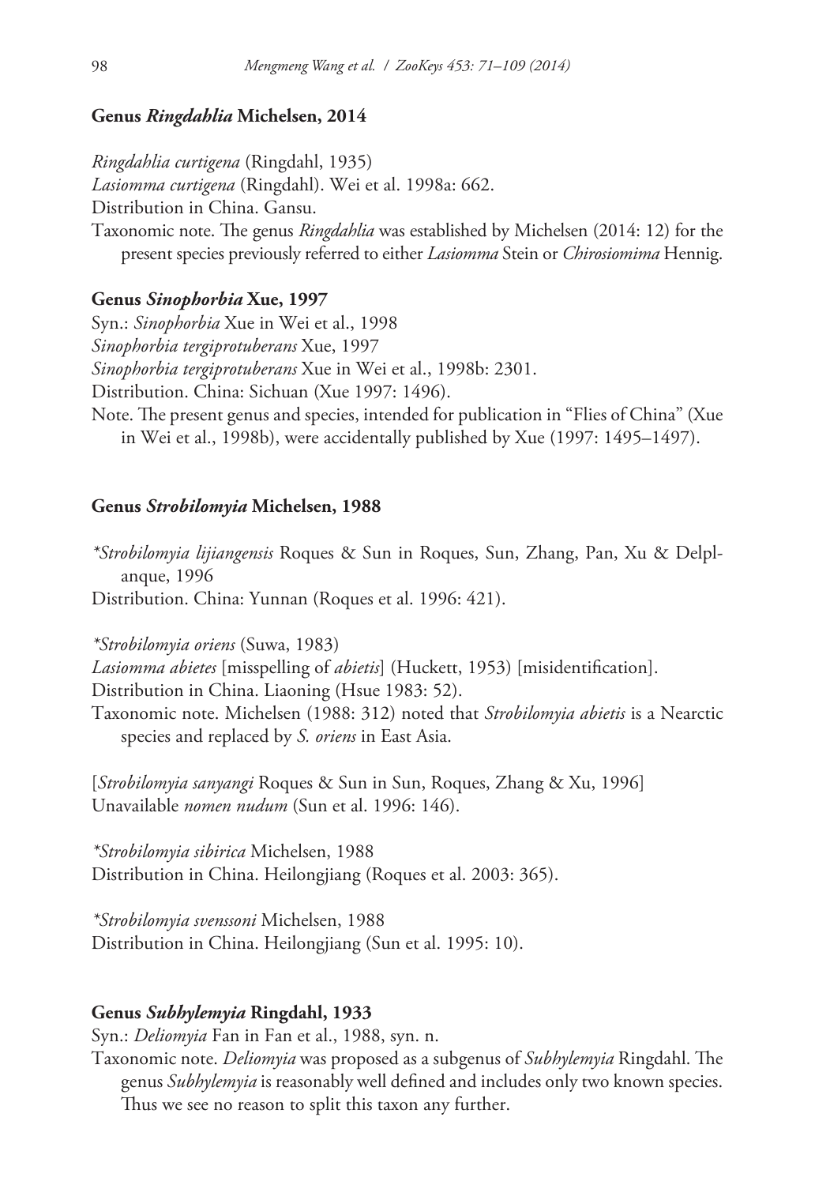### Genus *Ringdahlia* Michelsen, 2014

*Ringdahlia curtigena* (Ringdahl, 1935)
*Lasiomma curtigena* (Ringdahl). Wei et al. 1998a: 662.
Distribution in China. Gansu.
Taxonomic note. The genus *Ringdahlia* was established by Michelsen (2014: 12) for the present species previously referred to either *Lasiomma* Stein or *Chirosiomima* Hennig.

### Genus *Sinophorbia* Xue, 1997

Syn.: *Sinophorbia* Xue in Wei et al., 1998
*Sinophorbia tergiprotuberans* Xue, 1997
*Sinophorbia tergiprotuberans* Xue in Wei et al., 1998b: 2301.
Distribution. China: Sichuan (Xue 1997: 1496).
Note. The present genus and species, intended for publication in "Flies of China" (Xue in Wei et al., 1998b), were accidentally published by Xue (1997: 1495–1497).

### Genus *Strobilomyia* Michelsen, 1988

*Strobilomyia lijiangensis* Roques & Sun in Roques, Sun, Zhang, Pan, Xu & Delplanque, 1996
Distribution. China: Yunnan (Roques et al. 1996: 421).

*Strobilomyia oriens* (Suwa, 1983)
*Lasiomma abietes* [misspelling of *abietis*] (Huckett, 1953) [misidentification].
Distribution in China. Liaoning (Hsue 1983: 52).
Taxonomic note. Michelsen (1988: 312) noted that *Strobilomyia abietis* is a Nearctic species and replaced by *S. oriens* in East Asia.

[*Strobilomyia sanyangi* Roques & Sun in Sun, Roques, Zhang & Xu, 1996]
Unavailable *nomen nudum* (Sun et al. 1996: 146).

*Strobilomyia sibirica* Michelsen, 1988
Distribution in China. Heilongjiang (Roques et al. 2003: 365).

*Strobilomyia svenssoni* Michelsen, 1988
Distribution in China. Heilongjiang (Sun et al. 1995: 10).

### Genus *Subhylemyia* Ringdahl, 1933

Syn.: *Deliomyia* Fan in Fan et al., 1988, syn. n.
Taxonomic note. *Deliomyia* was proposed as a subgenus of *Subhylemyia* Ringdahl. The genus *Subhylemyia* is reasonably well defined and includes only two known species. Thus we see no reason to split this taxon any further.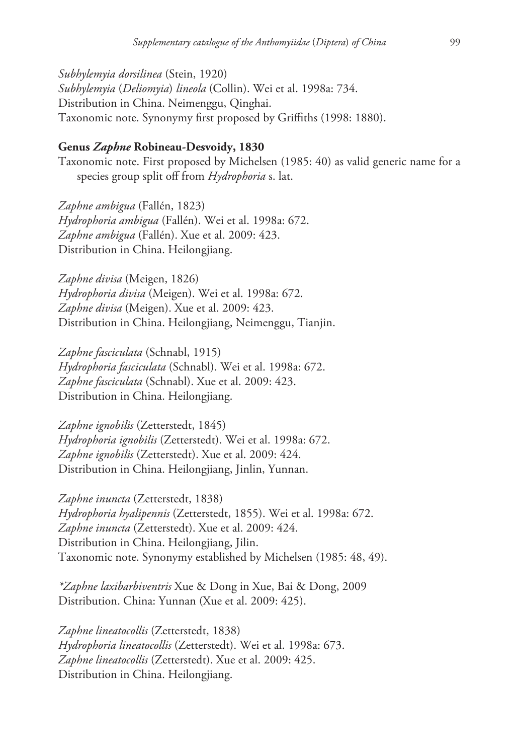*Subhylemyia dorsilinea* (Stein, 1920)
*Subhylemyia* (*Deliomyia*) *lineola* (Collin). Wei et al. 1998a: 734.
Distribution in China. Neimenggu, Qinghai.
Taxonomic note. Synonymy first proposed by Griffiths (1998: 1880).

**Genus *Zaphne* Robineau-Desvoidy, 1830**

Taxonomic note. First proposed by Michelsen (1985: 40) as valid generic name for a species group split off from *Hydrophoria* s. lat.

*Zaphne ambigua* (Fallén, 1823)
*Hydrophoria ambigua* (Fallén). Wei et al. 1998a: 672.
*Zaphne ambigua* (Fallén). Xue et al. 2009: 423.
Distribution in China. Heilongjiang.

*Zaphne divisa* (Meigen, 1826)
*Hydrophoria divisa* (Meigen). Wei et al. 1998a: 672.
*Zaphne divisa* (Meigen). Xue et al. 2009: 423.
Distribution in China. Heilongjiang, Neimenggu, Tianjin.

*Zaphne fasciculata* (Schnabl, 1915)
*Hydrophoria fasciculata* (Schnabl). Wei et al. 1998a: 672.
*Zaphne fasciculata* (Schnabl). Xue et al. 2009: 423.
Distribution in China. Heilongjiang.

*Zaphne ignobilis* (Zetterstedt, 1845)
*Hydrophoria ignobilis* (Zetterstedt). Wei et al. 1998a: 672.
*Zaphne ignobilis* (Zetterstedt). Xue et al. 2009: 424.
Distribution in China. Heilongjiang, Jinlin, Yunnan.

*Zaphne inuncta* (Zetterstedt, 1838)
*Hydrophoria hyalipennis* (Zetterstedt, 1855). Wei et al. 1998a: 672.
*Zaphne inuncta* (Zetterstedt). Xue et al. 2009: 424.
Distribution in China. Heilongjiang, Jilin.
Taxonomic note. Synonymy established by Michelsen (1985: 48, 49).

**Zaphne laxibarbiventris* Xue & Dong in Xue, Bai & Dong, 2009
Distribution. China: Yunnan (Xue et al. 2009: 425).

*Zaphne lineatocollis* (Zetterstedt, 1838)
*Hydrophoria lineatocollis* (Zetterstedt). Wei et al. 1998a: 673.
*Zaphne lineatocollis* (Zetterstedt). Xue et al. 2009: 425.
Distribution in China. Heilongjiang.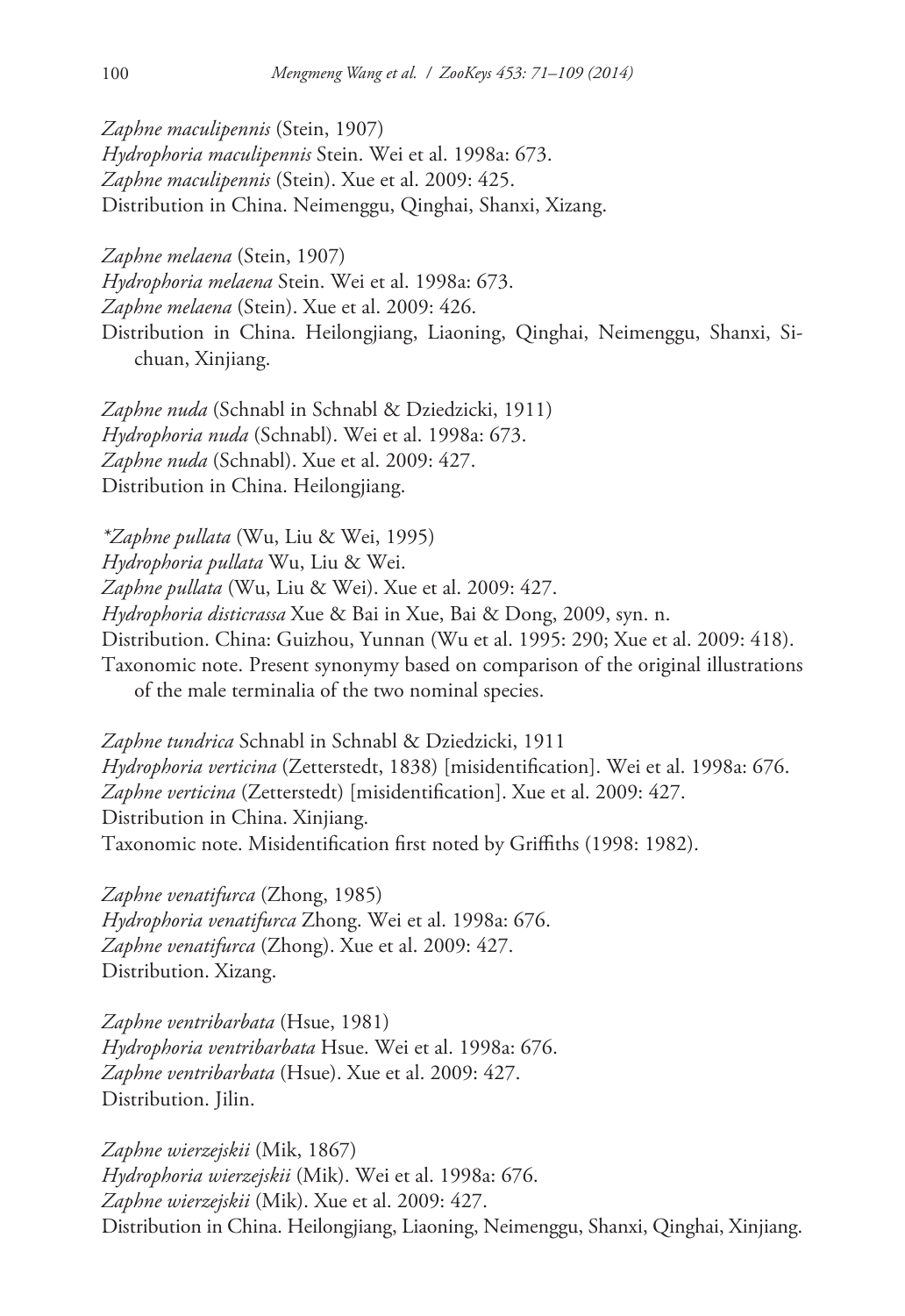*Zaphne maculipennis* (Stein, 1907)
*Hydrophoria maculipennis* Stein. Wei et al. 1998a: 673.
*Zaphne maculipennis* (Stein). Xue et al. 2009: 425.
Distribution in China. Neimenggu, Qinghai, Shanxi, Xizang.

*Zaphne melaena* (Stein, 1907)
*Hydrophoria melaena* Stein. Wei et al. 1998a: 673.
*Zaphne melaena* (Stein). Xue et al. 2009: 426.
Distribution in China. Heilongjiang, Liaoning, Qinghai, Neimenggu, Shanxi, Sichuan, Xinjiang.

*Zaphne nuda* (Schnabl in Schnabl & Dziedzicki, 1911)
*Hydrophoria nuda* (Schnabl). Wei et al. 1998a: 673.
*Zaphne nuda* (Schnabl). Xue et al. 2009: 427.
Distribution in China. Heilongjiang.

**Zaphne pullata* (Wu, Liu & Wei, 1995)
*Hydrophoria pullata* Wu, Liu & Wei.
*Zaphne pullata* (Wu, Liu & Wei). Xue et al. 2009: 427.
*Hydrophoria disticrassa* Xue & Bai in Xue, Bai & Dong, 2009, syn. n.
Distribution. China: Guizhou, Yunnan (Wu et al. 1995: 290; Xue et al. 2009: 418).
Taxonomic note. Present synonymy based on comparison of the original illustrations of the male terminalia of the two nominal species.

*Zaphne tundrica* Schnabl in Schnabl & Dziedzicki, 1911
*Hydrophoria verticina* (Zetterstedt, 1838) [misidentification]. Wei et al. 1998a: 676.
*Zaphne verticina* (Zetterstedt) [misidentification]. Xue et al. 2009: 427.
Distribution in China. Xinjiang.
Taxonomic note. Misidentification first noted by Griffiths (1998: 1982).

*Zaphne venatifurca* (Zhong, 1985)
*Hydrophoria venatifurca* Zhong. Wei et al. 1998a: 676.
*Zaphne venatifurca* (Zhong). Xue et al. 2009: 427.
Distribution. Xizang.

*Zaphne ventribarbata* (Hsue, 1981)
*Hydrophoria ventribarbata* Hsue. Wei et al. 1998a: 676.
*Zaphne ventribarbata* (Hsue). Xue et al. 2009: 427.
Distribution. Jilin.

*Zaphne wierzejskii* (Mik, 1867)
*Hydrophoria wierzejskii* (Mik). Wei et al. 1998a: 676.
*Zaphne wierzejskii* (Mik). Xue et al. 2009: 427.
Distribution in China. Heilongjiang, Liaoning, Neimenggu, Shanxi, Qinghai, Xinjiang.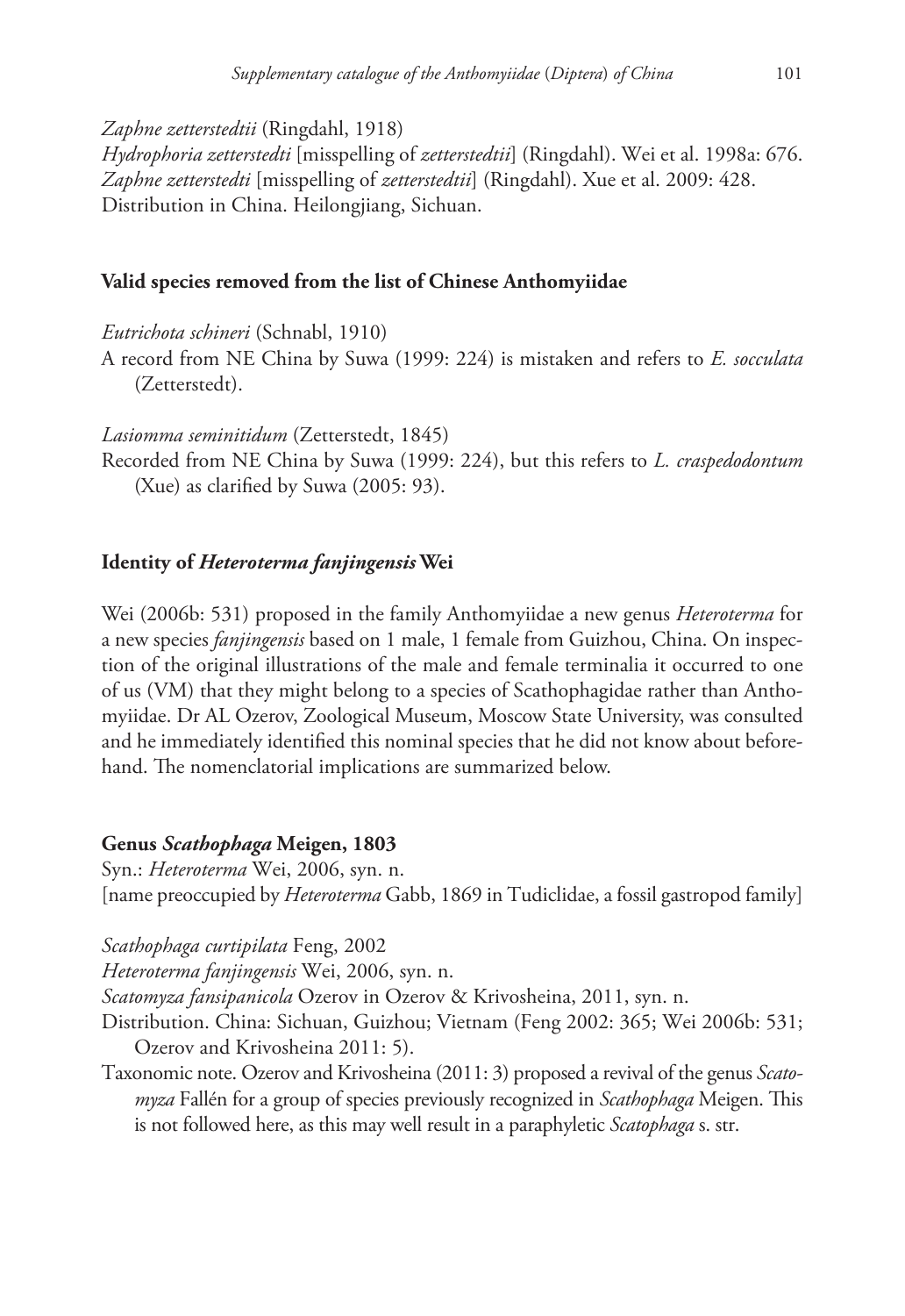*Zaphne zetterstedtii* (Ringdahl, 1918)
*Hydrophoria zetterstedti* [misspelling of *zetterstedtii*] (Ringdahl). Wei et al. 1998a: 676.
*Zaphne zetterstedti* [misspelling of *zetterstedtii*] (Ringdahl). Xue et al. 2009: 428.
Distribution in China. Heilongjiang, Sichuan.

## Valid species removed from the list of Chinese Anthomyiidae

*Eutrichota schineri* (Schnabl, 1910)
A record from NE China by Suwa (1999: 224) is mistaken and refers to *E. socculata* (Zetterstedt).

*Lasiomma seminitidum* (Zetterstedt, 1845)
Recorded from NE China by Suwa (1999: 224), but this refers to *L. craspedodontum* (Xue) as clarified by Suwa (2005: 93).

## Identity of *Heteroterma fanjingensis* Wei

Wei (2006b: 531) proposed in the family Anthomyiidae a new genus *Heteroterma* for a new species *fanjingensis* based on 1 male, 1 female from Guizhou, China. On inspection of the original illustrations of the male and female terminalia it occurred to one of us (VM) that they might belong to a species of Scathophagidae rather than Anthomyiidae. Dr AL Ozerov, Zoological Museum, Moscow State University, was consulted and he immediately identified this nominal species that he did not know about beforehand. The nomenclatorial implications are summarized below.

## Genus *Scathophaga* Meigen, 1803

Syn.: *Heteroterma* Wei, 2006, syn. n.
[name preoccupied by *Heteroterma* Gabb, 1869 in Tudiclidae, a fossil gastropod family]

*Scathophaga curtipilata* Feng, 2002
*Heteroterma fanjingensis* Wei, 2006, syn. n.
*Scatomyza fansipanicola* Ozerov in Ozerov & Krivosheina, 2011, syn. n.
Distribution. China: Sichuan, Guizhou; Vietnam (Feng 2002: 365; Wei 2006b: 531; Ozerov and Krivosheina 2011: 5).
Taxonomic note. Ozerov and Krivosheina (2011: 3) proposed a revival of the genus *Scatomyza* Fallén for a group of species previously recognized in *Scathophaga* Meigen. This is not followed here, as this may well result in a paraphyletic *Scatophaga* s. str.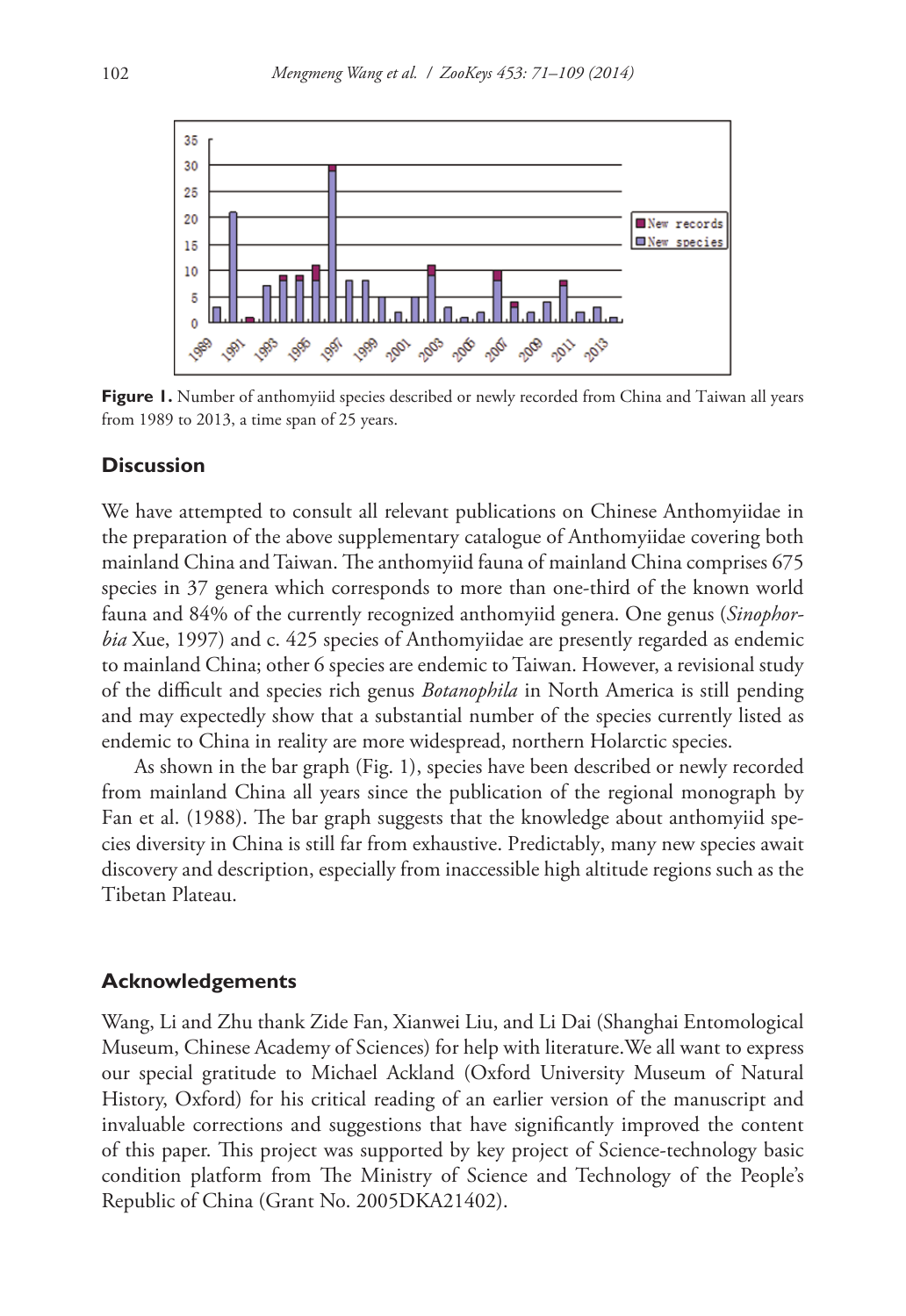**Figure 1.** Number of anthomyiid species described or newly recorded from China and Taiwan all years from 1989 to 2013, a time span of 25 years.

## Discussion

We have attempted to consult all relevant publications on Chinese Anthomyiidae in the preparation of the above supplementary catalogue of Anthomyiidae covering both mainland China and Taiwan. The anthomyiid fauna of mainland China comprises 675 species in 37 genera which corresponds to more than one-third of the known world fauna and 84% of the currently recognized anthomyiid genera. One genus (*Sinophorbia* Xue, 1997) and c. 425 species of Anthomyiidae are presently regarded as endemic to mainland China; other 6 species are endemic to Taiwan. However, a revisional study of the difficult and species rich genus *Botanophila* in North America is still pending and may expectedly show that a substantial number of the species currently listed as endemic to China in reality are more widespread, northern Holarctic species.

As shown in the bar graph (Fig. 1), species have been described or newly recorded from mainland China all years since the publication of the regional monograph by Fan et al. (1988). The bar graph suggests that the knowledge about anthomyiid species diversity in China is still far from exhaustive. Predictably, many new species await discovery and description, especially from inaccessible high altitude regions such as the Tibetan Plateau.

## Acknowledgements

Wang, Li and Zhu thank Zide Fan, Xianwei Liu, and Li Dai (Shanghai Entomological Museum, Chinese Academy of Sciences) for help with literature.We all want to express our special gratitude to Michael Ackland (Oxford University Museum of Natural History, Oxford) for his critical reading of an earlier version of the manuscript and invaluable corrections and suggestions that have significantly improved the content of this paper. This project was supported by key project of Science-technology basic condition platform from The Ministry of Science and Technology of the People's Republic of China (Grant No. 2005DKA21402).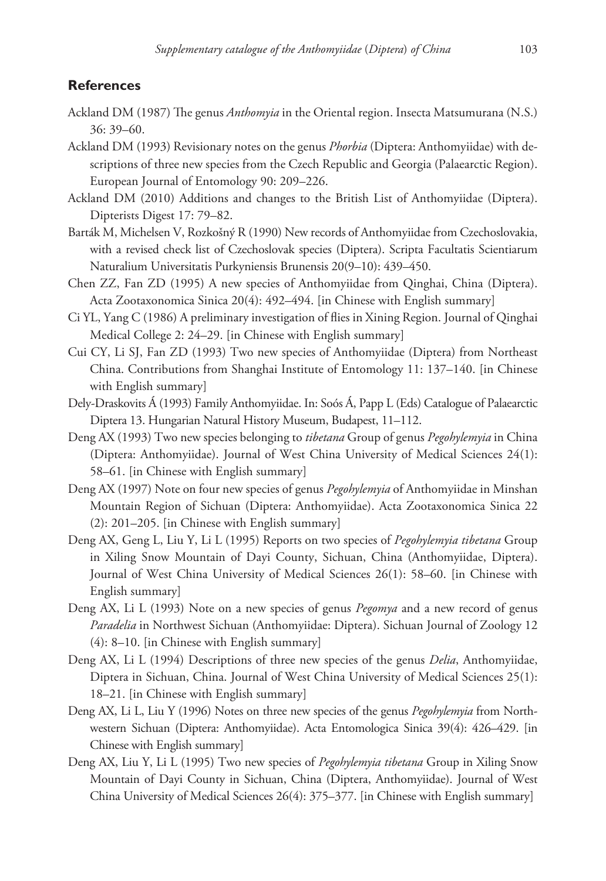## References

Ackland DM (1987) The genus *Anthomyia* in the Oriental region. Insecta Matsumurana (N.S.) 36: 39–60.

Ackland DM (1993) Revisionary notes on the genus *Phorbia* (Diptera: Anthomyiidae) with descriptions of three new species from the Czech Republic and Georgia (Palaearctic Region). European Journal of Entomology 90: 209–226.

Ackland DM (2010) Additions and changes to the British List of Anthomyiidae (Diptera). Dipterists Digest 17: 79–82.

Barták M, Michelsen V, Rozkošný R (1990) New records of Anthomyiidae from Czechoslovakia, with a revised check list of Czechoslovak species (Diptera). Scripta Facultatis Scientiarum Naturalium Universitatis Purkyniensis Brunensis 20(9–10): 439–450.

Chen ZZ, Fan ZD (1995) A new species of Anthomyiidae from Qinghai, China (Diptera). Acta Zootaxonomica Sinica 20(4): 492–494. [in Chinese with English summary]

Ci YL, Yang C (1986) A preliminary investigation of flies in Xining Region. Journal of Qinghai Medical College 2: 24–29. [in Chinese with English summary]

Cui CY, Li SJ, Fan ZD (1993) Two new species of Anthomyiidae (Diptera) from Northeast China. Contributions from Shanghai Institute of Entomology 11: 137–140. [in Chinese with English summary]

Dely-Draskovits Á (1993) Family Anthomyiidae. In: Soós Á, Papp L (Eds) Catalogue of Palaearctic Diptera 13. Hungarian Natural History Museum, Budapest, 11–112.

Deng AX (1993) Two new species belonging to *tibetana* Group of genus *Pegohylemyia* in China (Diptera: Anthomyiidae). Journal of West China University of Medical Sciences 24(1): 58–61. [in Chinese with English summary]

Deng AX (1997) Note on four new species of genus *Pegohylemyia* of Anthomyiidae in Minshan Mountain Region of Sichuan (Diptera: Anthomyiidae). Acta Zootaxonomica Sinica 22 (2): 201–205. [in Chinese with English summary]

Deng AX, Geng L, Liu Y, Li L (1995) Reports on two species of *Pegohylemyia tibetana* Group in Xiling Snow Mountain of Dayi County, Sichuan, China (Anthomyiidae, Diptera). Journal of West China University of Medical Sciences 26(1): 58–60. [in Chinese with English summary]

Deng AX, Li L (1993) Note on a new species of genus *Pegomya* and a new record of genus *Paradelia* in Northwest Sichuan (Anthomyiidae: Diptera). Sichuan Journal of Zoology 12 (4): 8–10. [in Chinese with English summary]

Deng AX, Li L (1994) Descriptions of three new species of the genus *Delia*, Anthomyiidae, Diptera in Sichuan, China. Journal of West China University of Medical Sciences 25(1): 18–21. [in Chinese with English summary]

Deng AX, Li L, Liu Y (1996) Notes on three new species of the genus *Pegohylemyia* from Northwestern Sichuan (Diptera: Anthomyiidae). Acta Entomologica Sinica 39(4): 426–429. [in Chinese with English summary]

Deng AX, Liu Y, Li L (1995) Two new species of *Pegohylemyia tibetana* Group in Xiling Snow Mountain of Dayi County in Sichuan, China (Diptera, Anthomyiidae). Journal of West China University of Medical Sciences 26(4): 375–377. [in Chinese with English summary]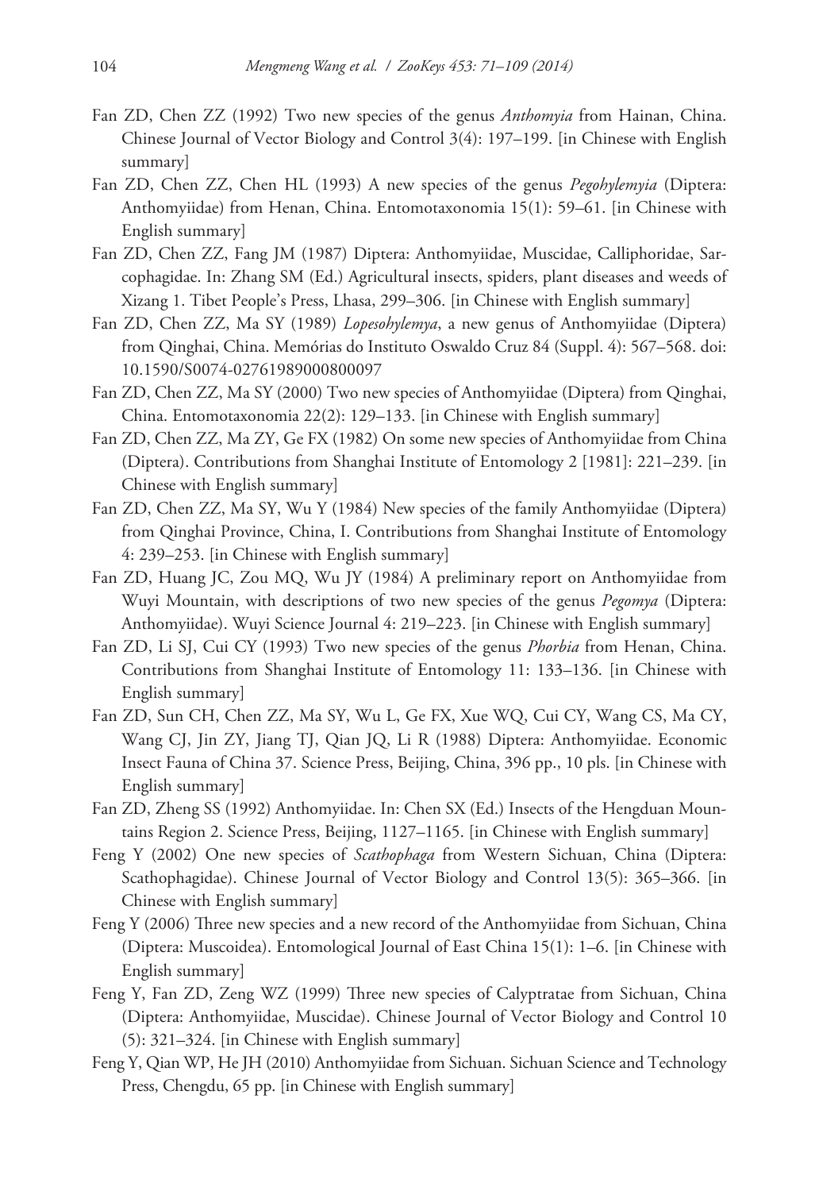Fan ZD, Chen ZZ (1992) Two new species of the genus *Anthomyia* from Hainan, China. Chinese Journal of Vector Biology and Control 3(4): 197–199. [in Chinese with English summary]

Fan ZD, Chen ZZ, Chen HL (1993) A new species of the genus *Pegohylemyia* (Diptera: Anthomyiidae) from Henan, China. Entomotaxonomia 15(1): 59–61. [in Chinese with English summary]

Fan ZD, Chen ZZ, Fang JM (1987) Diptera: Anthomyiidae, Muscidae, Calliphoridae, Sarcophagidae. In: Zhang SM (Ed.) Agricultural insects, spiders, plant diseases and weeds of Xizang 1. Tibet People's Press, Lhasa, 299–306. [in Chinese with English summary]

Fan ZD, Chen ZZ, Ma SY (1989) *Lopesohylemya*, a new genus of Anthomyiidae (Diptera) from Qinghai, China. Memórias do Instituto Oswaldo Cruz 84 (Suppl. 4): 567–568. doi: 10.1590/S0074-02761989000800097

Fan ZD, Chen ZZ, Ma SY (2000) Two new species of Anthomyiidae (Diptera) from Qinghai, China. Entomotaxonomia 22(2): 129–133. [in Chinese with English summary]

Fan ZD, Chen ZZ, Ma ZY, Ge FX (1982) On some new species of Anthomyiidae from China (Diptera). Contributions from Shanghai Institute of Entomology 2 [1981]: 221–239. [in Chinese with English summary]

Fan ZD, Chen ZZ, Ma SY, Wu Y (1984) New species of the family Anthomyiidae (Diptera) from Qinghai Province, China, I. Contributions from Shanghai Institute of Entomology 4: 239–253. [in Chinese with English summary]

Fan ZD, Huang JC, Zou MQ, Wu JY (1984) A preliminary report on Anthomyiidae from Wuyi Mountain, with descriptions of two new species of the genus *Pegomya* (Diptera: Anthomyiidae). Wuyi Science Journal 4: 219–223. [in Chinese with English summary]

Fan ZD, Li SJ, Cui CY (1993) Two new species of the genus *Phorbia* from Henan, China. Contributions from Shanghai Institute of Entomology 11: 133–136. [in Chinese with English summary]

Fan ZD, Sun CH, Chen ZZ, Ma SY, Wu L, Ge FX, Xue WQ, Cui CY, Wang CS, Ma CY, Wang CJ, Jin ZY, Jiang TJ, Qian JQ, Li R (1988) Diptera: Anthomyiidae. Economic Insect Fauna of China 37. Science Press, Beijing, China, 396 pp., 10 pls. [in Chinese with English summary]

Fan ZD, Zheng SS (1992) Anthomyiidae. In: Chen SX (Ed.) Insects of the Hengduan Mountains Region 2. Science Press, Beijing, 1127–1165. [in Chinese with English summary]

Feng Y (2002) One new species of *Scathophaga* from Western Sichuan, China (Diptera: Scathophagidae). Chinese Journal of Vector Biology and Control 13(5): 365–366. [in Chinese with English summary]

Feng Y (2006) Three new species and a new record of the Anthomyiidae from Sichuan, China (Diptera: Muscoidea). Entomological Journal of East China 15(1): 1–6. [in Chinese with English summary]

Feng Y, Fan ZD, Zeng WZ (1999) Three new species of Calyptratae from Sichuan, China (Diptera: Anthomyiidae, Muscidae). Chinese Journal of Vector Biology and Control 10 (5): 321–324. [in Chinese with English summary]

Feng Y, Qian WP, He JH (2010) Anthomyiidae from Sichuan. Sichuan Science and Technology Press, Chengdu, 65 pp. [in Chinese with English summary]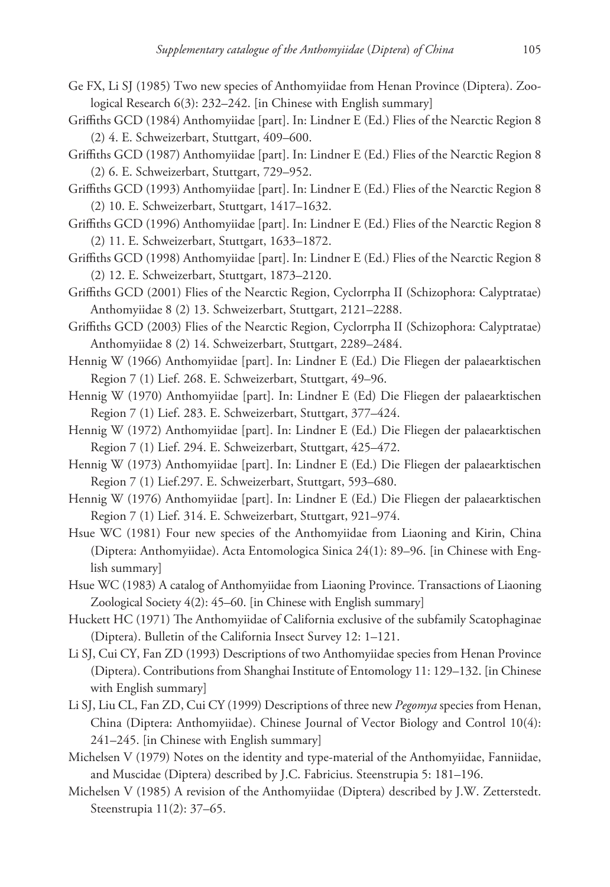Ge FX, Li SJ (1985) Two new species of Anthomyiidae from Henan Province (Diptera). Zoological Research 6(3): 232–242. [in Chinese with English summary]

Griffiths GCD (1984) Anthomyiidae [part]. In: Lindner E (Ed.) Flies of the Nearctic Region 8 (2) 4. E. Schweizerbart, Stuttgart, 409–600.

Griffiths GCD (1987) Anthomyiidae [part]. In: Lindner E (Ed.) Flies of the Nearctic Region 8 (2) 6. E. Schweizerbart, Stuttgart, 729–952.

Griffiths GCD (1993) Anthomyiidae [part]. In: Lindner E (Ed.) Flies of the Nearctic Region 8 (2) 10. E. Schweizerbart, Stuttgart, 1417–1632.

Griffiths GCD (1996) Anthomyiidae [part]. In: Lindner E (Ed.) Flies of the Nearctic Region 8 (2) 11. E. Schweizerbart, Stuttgart, 1633–1872.

Griffiths GCD (1998) Anthomyiidae [part]. In: Lindner E (Ed.) Flies of the Nearctic Region 8 (2) 12. E. Schweizerbart, Stuttgart, 1873–2120.

Griffiths GCD (2001) Flies of the Nearctic Region, Cyclorrpha II (Schizophora: Calyptratae) Anthomyiidae 8 (2) 13. Schweizerbart, Stuttgart, 2121–2288.

Griffiths GCD (2003) Flies of the Nearctic Region, Cyclorrpha II (Schizophora: Calyptratae) Anthomyiidae 8 (2) 14. Schweizerbart, Stuttgart, 2289–2484.

Hennig W (1966) Anthomyiidae [part]. In: Lindner E (Ed.) Die Fliegen der palaearktischen Region 7 (1) Lief. 268. E. Schweizerbart, Stuttgart, 49–96.

Hennig W (1970) Anthomyiidae [part]. In: Lindner E (Ed) Die Fliegen der palaearktischen Region 7 (1) Lief. 283. E. Schweizerbart, Stuttgart, 377–424.

Hennig W (1972) Anthomyiidae [part]. In: Lindner E (Ed.) Die Fliegen der palaearktischen Region 7 (1) Lief. 294. E. Schweizerbart, Stuttgart, 425–472.

Hennig W (1973) Anthomyiidae [part]. In: Lindner E (Ed.) Die Fliegen der palaearktischen Region 7 (1) Lief.297. E. Schweizerbart, Stuttgart, 593–680.

Hennig W (1976) Anthomyiidae [part]. In: Lindner E (Ed.) Die Fliegen der palaearktischen Region 7 (1) Lief. 314. E. Schweizerbart, Stuttgart, 921–974.

Hsue WC (1981) Four new species of the Anthomyiidae from Liaoning and Kirin, China (Diptera: Anthomyiidae). Acta Entomologica Sinica 24(1): 89–96. [in Chinese with English summary]

Hsue WC (1983) A catalog of Anthomyiidae from Liaoning Province. Transactions of Liaoning Zoological Society 4(2): 45–60. [in Chinese with English summary]

Huckett HC (1971) The Anthomyiidae of California exclusive of the subfamily Scatophaginae (Diptera). Bulletin of the California Insect Survey 12: 1–121.

Li SJ, Cui CY, Fan ZD (1993) Descriptions of two Anthomyiidae species from Henan Province (Diptera). Contributions from Shanghai Institute of Entomology 11: 129–132. [in Chinese with English summary]

Li SJ, Liu CL, Fan ZD, Cui CY (1999) Descriptions of three new *Pegomya* species from Henan, China (Diptera: Anthomyiidae). Chinese Journal of Vector Biology and Control 10(4): 241–245. [in Chinese with English summary]

Michelsen V (1979) Notes on the identity and type-material of the Anthomyiidae, Fanniidae, and Muscidae (Diptera) described by J.C. Fabricius. Steenstrupia 5: 181–196.

Michelsen V (1985) A revision of the Anthomyiidae (Diptera) described by J.W. Zetterstedt. Steenstrupia 11(2): 37–65.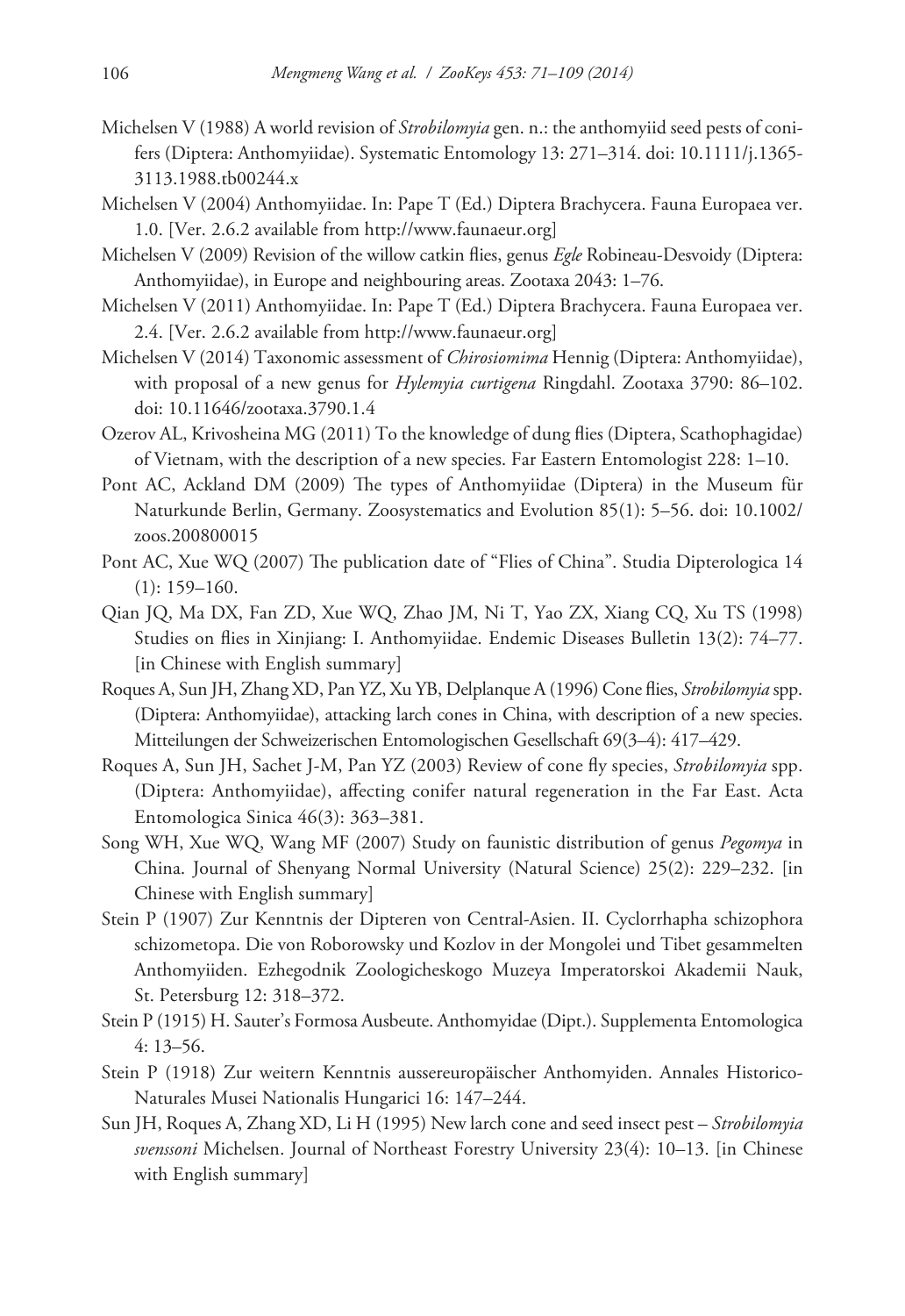Michelsen V (1988) A world revision of *Strobilomyia* gen. n.: the anthomyiid seed pests of conifers (Diptera: Anthomyiidae). Systematic Entomology 13: 271–314. doi: 10.1111/j.1365-3113.1988.tb00244.x

Michelsen V (2004) Anthomyiidae. In: Pape T (Ed.) Diptera Brachycera. Fauna Europaea ver. 1.0. [Ver. 2.6.2 available from http://www.faunaeur.org]

Michelsen V (2009) Revision of the willow catkin flies, genus *Egle* Robineau-Desvoidy (Diptera: Anthomyiidae), in Europe and neighbouring areas. Zootaxa 2043: 1–76.

Michelsen V (2011) Anthomyiidae. In: Pape T (Ed.) Diptera Brachycera. Fauna Europaea ver. 2.4. [Ver. 2.6.2 available from http://www.faunaeur.org]

Michelsen V (2014) Taxonomic assessment of *Chirosiomima* Hennig (Diptera: Anthomyiidae), with proposal of a new genus for *Hylemyia curtigena* Ringdahl. Zootaxa 3790: 86–102. doi: 10.11646/zootaxa.3790.1.4

Ozerov AL, Krivosheina MG (2011) To the knowledge of dung flies (Diptera, Scathophagidae) of Vietnam, with the description of a new species. Far Eastern Entomologist 228: 1–10.

Pont AC, Ackland DM (2009) The types of Anthomyiidae (Diptera) in the Museum für Naturkunde Berlin, Germany. Zoosystematics and Evolution 85(1): 5–56. doi: 10.1002/zoos.200800015

Pont AC, Xue WQ (2007) The publication date of "Flies of China". Studia Dipterologica 14 (1): 159–160.

Qian JQ, Ma DX, Fan ZD, Xue WQ, Zhao JM, Ni T, Yao ZX, Xiang CQ, Xu TS (1998) Studies on flies in Xinjiang: I. Anthomyiidae. Endemic Diseases Bulletin 13(2): 74–77. [in Chinese with English summary]

Roques A, Sun JH, Zhang XD, Pan YZ, Xu YB, Delplanque A (1996) Cone flies, *Strobilomyia* spp. (Diptera: Anthomyiidae), attacking larch cones in China, with description of a new species. Mitteilungen der Schweizerischen Entomologischen Gesellschaft 69(3–4): 417–429.

Roques A, Sun JH, Sachet J-M, Pan YZ (2003) Review of cone fly species, *Strobilomyia* spp. (Diptera: Anthomyiidae), affecting conifer natural regeneration in the Far East. Acta Entomologica Sinica 46(3): 363–381.

Song WH, Xue WQ, Wang MF (2007) Study on faunistic distribution of genus *Pegomya* in China. Journal of Shenyang Normal University (Natural Science) 25(2): 229–232. [in Chinese with English summary]

Stein P (1907) Zur Kenntnis der Dipteren von Central-Asien. II. Cyclorrhapha schizophora schizometopa. Die von Roborowsky und Kozlov in der Mongolei und Tibet gesammelten Anthomyiiden. Ezhegodnik Zoologicheskogo Muzeya Imperatorskoi Akademii Nauk, St. Petersburg 12: 318–372.

Stein P (1915) H. Sauter's Formosa Ausbeute. Anthomyidae (Dipt.). Supplementa Entomologica 4: 13–56.

Stein P (1918) Zur weitern Kenntnis aussereuropäischer Anthomyiden. Annales Historico-Naturales Musei Nationalis Hungarici 16: 147–244.

Sun JH, Roques A, Zhang XD, Li H (1995) New larch cone and seed insect pest – *Strobilomyia svenssoni* Michelsen. Journal of Northeast Forestry University 23(4): 10–13. [in Chinese with English summary]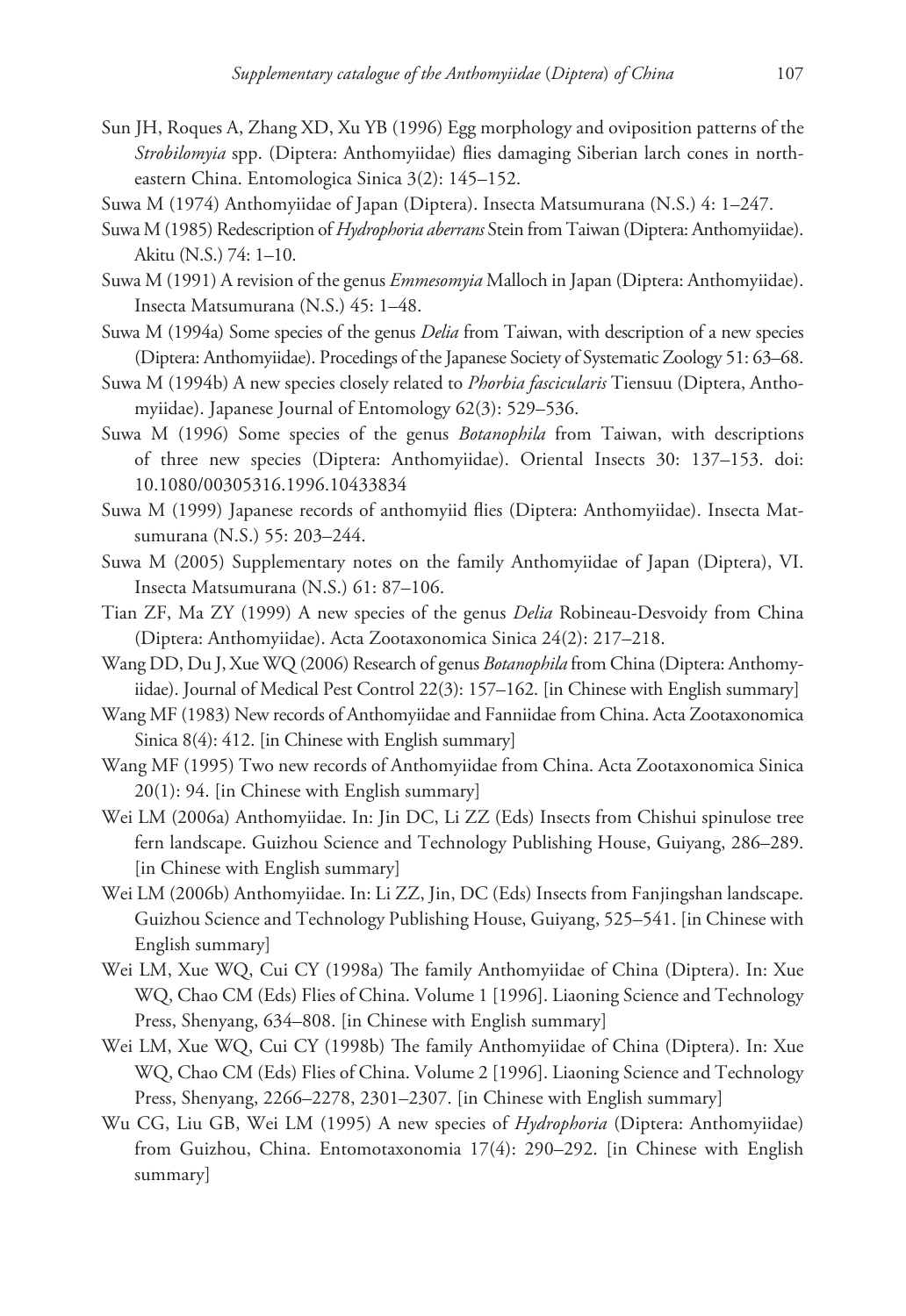Sun JH, Roques A, Zhang XD, Xu YB (1996) Egg morphology and oviposition patterns of the *Strobilomyia* spp. (Diptera: Anthomyiidae) flies damaging Siberian larch cones in northeastern China. Entomologica Sinica 3(2): 145–152.

Suwa M (1974) Anthomyiidae of Japan (Diptera). Insecta Matsumurana (N.S.) 4: 1–247.

Suwa M (1985) Redescription of *Hydrophoria aberrans* Stein from Taiwan (Diptera: Anthomyiidae). Akitu (N.S.) 74: 1–10.

Suwa M (1991) A revision of the genus *Emmesomyia* Malloch in Japan (Diptera: Anthomyiidae). Insecta Matsumurana (N.S.) 45: 1–48.

Suwa M (1994a) Some species of the genus *Delia* from Taiwan, with description of a new species (Diptera: Anthomyiidae). Procedings of the Japanese Society of Systematic Zoology 51: 63–68.

Suwa M (1994b) A new species closely related to *Phorbia fascicularis* Tiensuu (Diptera, Anthomyiidae). Japanese Journal of Entomology 62(3): 529–536.

Suwa M (1996) Some species of the genus *Botanophila* from Taiwan, with descriptions of three new species (Diptera: Anthomyiidae). Oriental Insects 30: 137–153. doi: 10.1080/00305316.1996.10433834

Suwa M (1999) Japanese records of anthomyiid flies (Diptera: Anthomyiidae). Insecta Matsumurana (N.S.) 55: 203–244.

Suwa M (2005) Supplementary notes on the family Anthomyiidae of Japan (Diptera), VI. Insecta Matsumurana (N.S.) 61: 87–106.

Tian ZF, Ma ZY (1999) A new species of the genus *Delia* Robineau-Desvoidy from China (Diptera: Anthomyiidae). Acta Zootaxonomica Sinica 24(2): 217–218.

Wang DD, Du J, Xue WQ (2006) Research of genus *Botanophila* from China (Diptera: Anthomyiidae). Journal of Medical Pest Control 22(3): 157–162. [in Chinese with English summary]

Wang MF (1983) New records of Anthomyiidae and Fanniidae from China. Acta Zootaxonomica Sinica 8(4): 412. [in Chinese with English summary]

Wang MF (1995) Two new records of Anthomyiidae from China. Acta Zootaxonomica Sinica 20(1): 94. [in Chinese with English summary]

Wei LM (2006a) Anthomyiidae. In: Jin DC, Li ZZ (Eds) Insects from Chishui spinulose tree fern landscape. Guizhou Science and Technology Publishing House, Guiyang, 286–289. [in Chinese with English summary]

Wei LM (2006b) Anthomyiidae. In: Li ZZ, Jin, DC (Eds) Insects from Fanjingshan landscape. Guizhou Science and Technology Publishing House, Guiyang, 525–541. [in Chinese with English summary]

Wei LM, Xue WQ, Cui CY (1998a) The family Anthomyiidae of China (Diptera). In: Xue WQ, Chao CM (Eds) Flies of China. Volume 1 [1996]. Liaoning Science and Technology Press, Shenyang, 634–808. [in Chinese with English summary]

Wei LM, Xue WQ, Cui CY (1998b) The family Anthomyiidae of China (Diptera). In: Xue WQ, Chao CM (Eds) Flies of China. Volume 2 [1996]. Liaoning Science and Technology Press, Shenyang, 2266–2278, 2301–2307. [in Chinese with English summary]

Wu CG, Liu GB, Wei LM (1995) A new species of *Hydrophoria* (Diptera: Anthomyiidae) from Guizhou, China. Entomotaxonomia 17(4): 290–292. [in Chinese with English summary]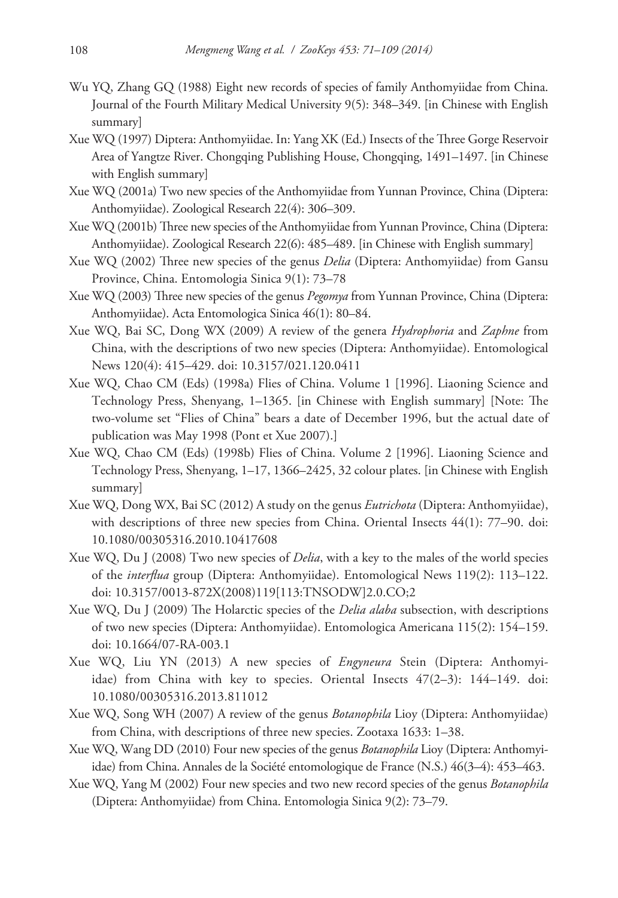Wu YQ, Zhang GQ (1988) Eight new records of species of family Anthomyiidae from China. Journal of the Fourth Military Medical University 9(5): 348–349. [in Chinese with English summary]

Xue WQ (1997) Diptera: Anthomyiidae. In: Yang XK (Ed.) Insects of the Three Gorge Reservoir Area of Yangtze River. Chongqing Publishing House, Chongqing, 1491–1497. [in Chinese with English summary]

Xue WQ (2001a) Two new species of the Anthomyiidae from Yunnan Province, China (Diptera: Anthomyiidae). Zoological Research 22(4): 306–309.

Xue WQ (2001b) Three new species of the Anthomyiidae from Yunnan Province, China (Diptera: Anthomyiidae). Zoological Research 22(6): 485–489. [in Chinese with English summary]

Xue WQ (2002) Three new species of the genus *Delia* (Diptera: Anthomyiidae) from Gansu Province, China. Entomologia Sinica 9(1): 73–78

Xue WQ (2003) Three new species of the genus *Pegomya* from Yunnan Province, China (Diptera: Anthomyiidae). Acta Entomologica Sinica 46(1): 80–84.

Xue WQ, Bai SC, Dong WX (2009) A review of the genera *Hydrophoria* and *Zaphne* from China, with the descriptions of two new species (Diptera: Anthomyiidae). Entomological News 120(4): 415–429. doi: 10.3157/021.120.0411

Xue WQ, Chao CM (Eds) (1998a) Flies of China. Volume 1 [1996]. Liaoning Science and Technology Press, Shenyang, 1–1365. [in Chinese with English summary] [Note: The two-volume set "Flies of China" bears a date of December 1996, but the actual date of publication was May 1998 (Pont et Xue 2007).]

Xue WQ, Chao CM (Eds) (1998b) Flies of China. Volume 2 [1996]. Liaoning Science and Technology Press, Shenyang, 1–17, 1366–2425, 32 colour plates. [in Chinese with English summary]

Xue WQ, Dong WX, Bai SC (2012) A study on the genus *Eutrichota* (Diptera: Anthomyiidae), with descriptions of three new species from China. Oriental Insects 44(1): 77–90. doi: 10.1080/00305316.2010.10417608

Xue WQ, Du J (2008) Two new species of *Delia*, with a key to the males of the world species of the *interflua* group (Diptera: Anthomyiidae). Entomological News 119(2): 113–122. doi: 10.3157/0013-872X(2008)119[113:TNSODW]2.0.CO;2

Xue WQ, Du J (2009) The Holarctic species of the *Delia alaba* subsection, with descriptions of two new species (Diptera: Anthomyiidae). Entomologica Americana 115(2): 154–159. doi: 10.1664/07-RA-003.1

Xue WQ, Liu YN (2013) A new species of *Engyneura* Stein (Diptera: Anthomyiidae) from China with key to species. Oriental Insects 47(2–3): 144–149. doi: 10.1080/00305316.2013.811012

Xue WQ, Song WH (2007) A review of the genus *Botanophila* Lioy (Diptera: Anthomyiidae) from China, with descriptions of three new species. Zootaxa 1633: 1–38.

Xue WQ, Wang DD (2010) Four new species of the genus *Botanophila* Lioy (Diptera: Anthomyiidae) from China. Annales de la Société entomologique de France (N.S.) 46(3–4): 453–463.

Xue WQ, Yang M (2002) Four new species and two new record species of the genus *Botanophila* (Diptera: Anthomyiidae) from China. Entomologia Sinica 9(2): 73–79.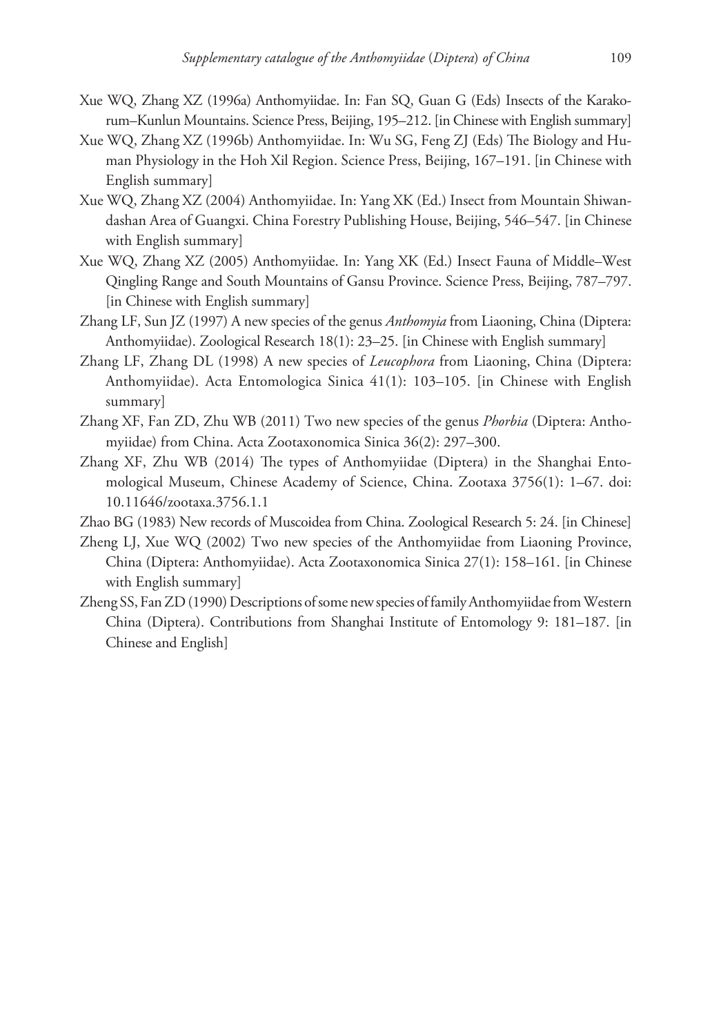Xue WQ, Zhang XZ (1996a) Anthomyiidae. In: Fan SQ, Guan G (Eds) Insects of the Karakorum–Kunlun Mountains. Science Press, Beijing, 195–212. [in Chinese with English summary]

Xue WQ, Zhang XZ (1996b) Anthomyiidae. In: Wu SG, Feng ZJ (Eds) The Biology and Human Physiology in the Hoh Xil Region. Science Press, Beijing, 167–191. [in Chinese with English summary]

Xue WQ, Zhang XZ (2004) Anthomyiidae. In: Yang XK (Ed.) Insect from Mountain Shiwandashan Area of Guangxi. China Forestry Publishing House, Beijing, 546–547. [in Chinese with English summary]

Xue WQ, Zhang XZ (2005) Anthomyiidae. In: Yang XK (Ed.) Insect Fauna of Middle–West Qingling Range and South Mountains of Gansu Province. Science Press, Beijing, 787–797. [in Chinese with English summary]

Zhang LF, Sun JZ (1997) A new species of the genus *Anthomyia* from Liaoning, China (Diptera: Anthomyiidae). Zoological Research 18(1): 23–25. [in Chinese with English summary]

Zhang LF, Zhang DL (1998) A new species of *Leucophora* from Liaoning, China (Diptera: Anthomyiidae). Acta Entomologica Sinica 41(1): 103–105. [in Chinese with English summary]

Zhang XF, Fan ZD, Zhu WB (2011) Two new species of the genus *Phorbia* (Diptera: Anthomyiidae) from China. Acta Zootaxonomica Sinica 36(2): 297–300.

Zhang XF, Zhu WB (2014) The types of Anthomyiidae (Diptera) in the Shanghai Entomological Museum, Chinese Academy of Science, China. Zootaxa 3756(1): 1–67. doi: 10.11646/zootaxa.3756.1.1

Zhao BG (1983) New records of Muscoidea from China. Zoological Research 5: 24. [in Chinese]

Zheng LJ, Xue WQ (2002) Two new species of the Anthomyiidae from Liaoning Province, China (Diptera: Anthomyiidae). Acta Zootaxonomica Sinica 27(1): 158–161. [in Chinese with English summary]

Zheng SS, Fan ZD (1990) Descriptions of some new species of family Anthomyiidae from Western China (Diptera). Contributions from Shanghai Institute of Entomology 9: 181–187. [in Chinese and English]